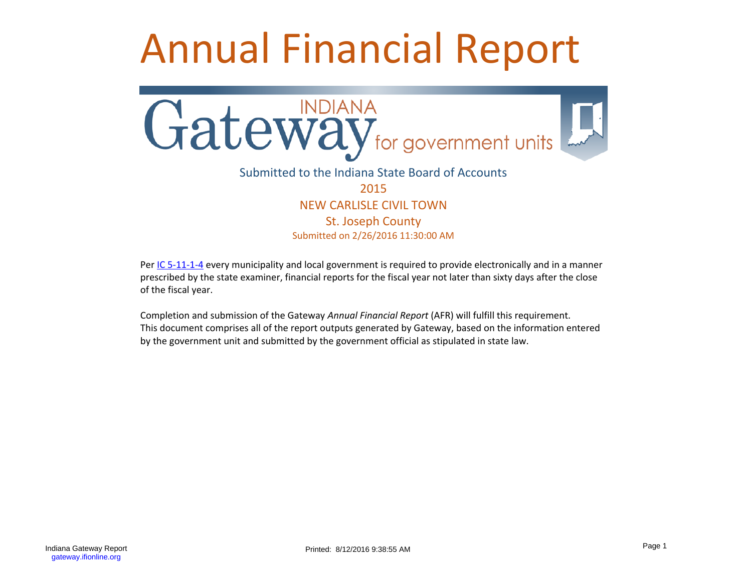# Annual Financial Report

INDIANA Gateway for government units

Submitted to the Indiana State Board of Accounts

2015

NEW CARLISLE CIVIL TOWN

St. Joseph County

Submitted on 2/26/2016 11:30:00 AM

Per IC 5-11-1-4 every municipality and local government is required to provide electronically and in a manner prescribed by the state examiner, financial reports for the fiscal year not later than sixty days after the close of the fiscal year.

Completion and submission of the Gateway *Annual Financial Report* (AFR) will fulfill this requirement. This document comprises all of the report outputs generated by Gateway, based on the information entered by the government unit and submitted by the government official as stipulated in state law.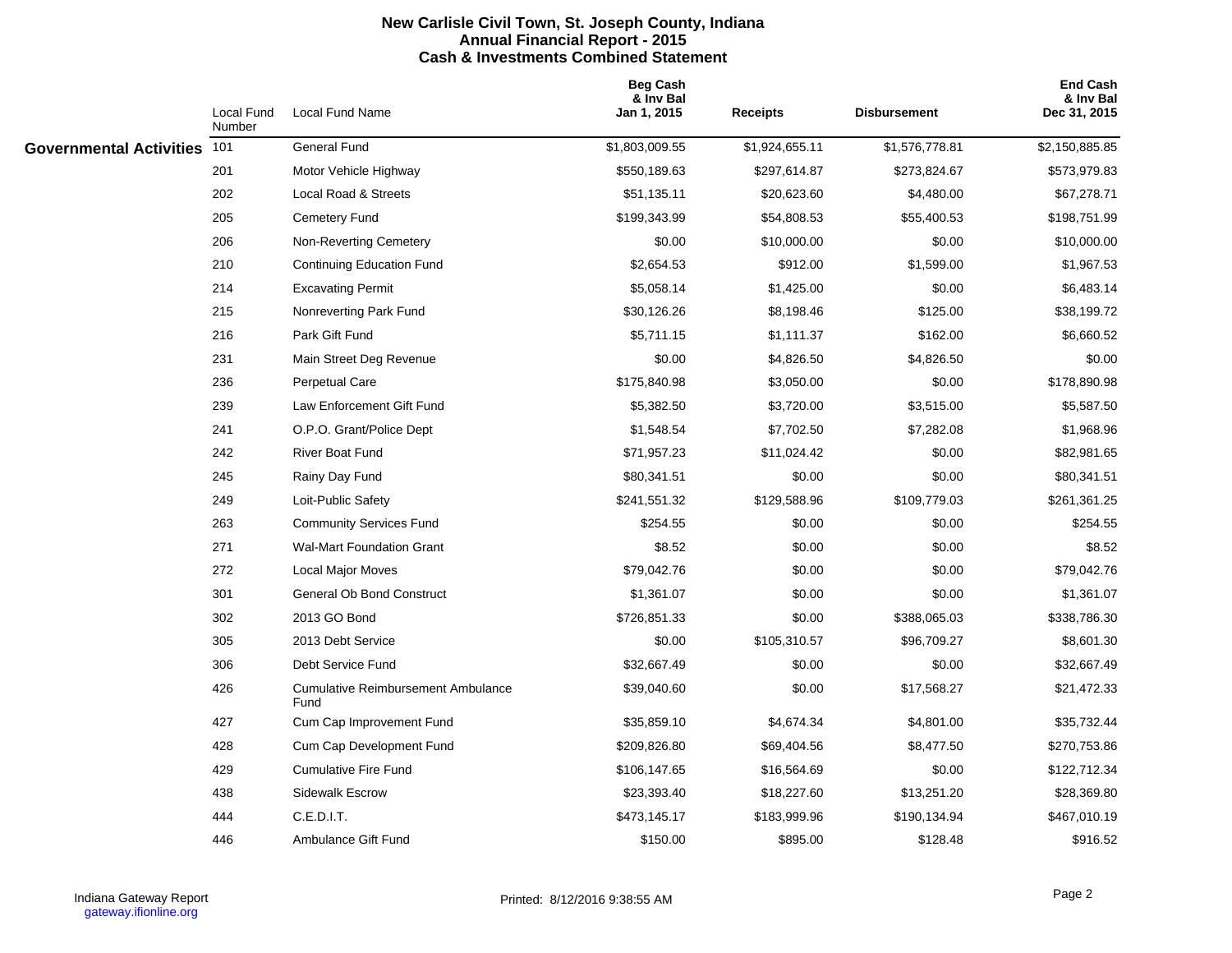# New Carlisle Civil Town, St. Joseph County, Indiana
## Annual Financial Report - 2015
## Cash & Investments Combined Statement

| | Local Fund Number | Local Fund Name | Beg Cash & Inv Bal Jan 1, 2015 | Receipts | Disbursement | End Cash & Inv Bal Dec 31, 2015 |
|---|---|---|---|---|---|---|
| **Governmental Activities** | 101 | General Fund | $1,803,009.55 | $1,924,655.11 | $1,576,778.81 | $2,150,885.85 |
| | 201 | Motor Vehicle Highway | $550,189.63 | $297,614.87 | $273,824.67 | $573,979.83 |
| | 202 | Local Road & Streets | $51,135.11 | $20,623.60 | $4,480.00 | $67,278.71 |
| | 205 | Cemetery Fund | $199,343.99 | $54,808.53 | $55,400.53 | $198,751.99 |
| | 206 | Non-Reverting Cemetery | $0.00 | $10,000.00 | $0.00 | $10,000.00 |
| | 210 | Continuing Education Fund | $2,654.53 | $912.00 | $1,599.00 | $1,967.53 |
| | 214 | Excavating Permit | $5,058.14 | $1,425.00 | $0.00 | $6,483.14 |
| | 215 | Nonreverting Park Fund | $30,126.26 | $8,198.46 | $125.00 | $38,199.72 |
| | 216 | Park Gift Fund | $5,711.15 | $1,111.37 | $162.00 | $6,660.52 |
| | 231 | Main Street Deg Revenue | $0.00 | $4,826.50 | $4,826.50 | $0.00 |
| | 236 | Perpetual Care | $175,840.98 | $3,050.00 | $0.00 | $178,890.98 |
| | 239 | Law Enforcement Gift Fund | $5,382.50 | $3,720.00 | $3,515.00 | $5,587.50 |
| | 241 | O.P.O. Grant/Police Dept | $1,548.54 | $7,702.50 | $7,282.08 | $1,968.96 |
| | 242 | River Boat Fund | $71,957.23 | $11,024.42 | $0.00 | $82,981.65 |
| | 245 | Rainy Day Fund | $80,341.51 | $0.00 | $0.00 | $80,341.51 |
| | 249 | Loit-Public Safety | $241,551.32 | $129,588.96 | $109,779.03 | $261,361.25 |
| | 263 | Community Services Fund | $254.55 | $0.00 | $0.00 | $254.55 |
| | 271 | Wal-Mart Foundation Grant | $8.52 | $0.00 | $0.00 | $8.52 |
| | 272 | Local Major Moves | $79,042.76 | $0.00 | $0.00 | $79,042.76 |
| | 301 | General Ob Bond Construct | $1,361.07 | $0.00 | $0.00 | $1,361.07 |
| | 302 | 2013 GO Bond | $726,851.33 | $0.00 | $388,065.03 | $338,786.30 |
| | 305 | 2013 Debt Service | $0.00 | $105,310.57 | $96,709.27 | $8,601.30 |
| | 306 | Debt Service Fund | $32,667.49 | $0.00 | $0.00 | $32,667.49 |
| | 426 | Cumulative Reimbursement Ambulance Fund | $39,040.60 | $0.00 | $17,568.27 | $21,472.33 |
| | 427 | Cum Cap Improvement Fund | $35,859.10 | $4,674.34 | $4,801.00 | $35,732.44 |
| | 428 | Cum Cap Development Fund | $209,826.80 | $69,404.56 | $8,477.50 | $270,753.86 |
| | 429 | Cumulative Fire Fund | $106,147.65 | $16,564.69 | $0.00 | $122,712.34 |
| | 438 | Sidewalk Escrow | $23,393.40 | $18,227.60 | $13,251.20 | $28,369.80 |
| | 444 | C.E.D.I.T. | $473,145.17 | $183,999.96 | $190,134.94 | $467,010.19 |
| | 446 | Ambulance Gift Fund | $150.00 | $895.00 | $128.48 | $916.52 |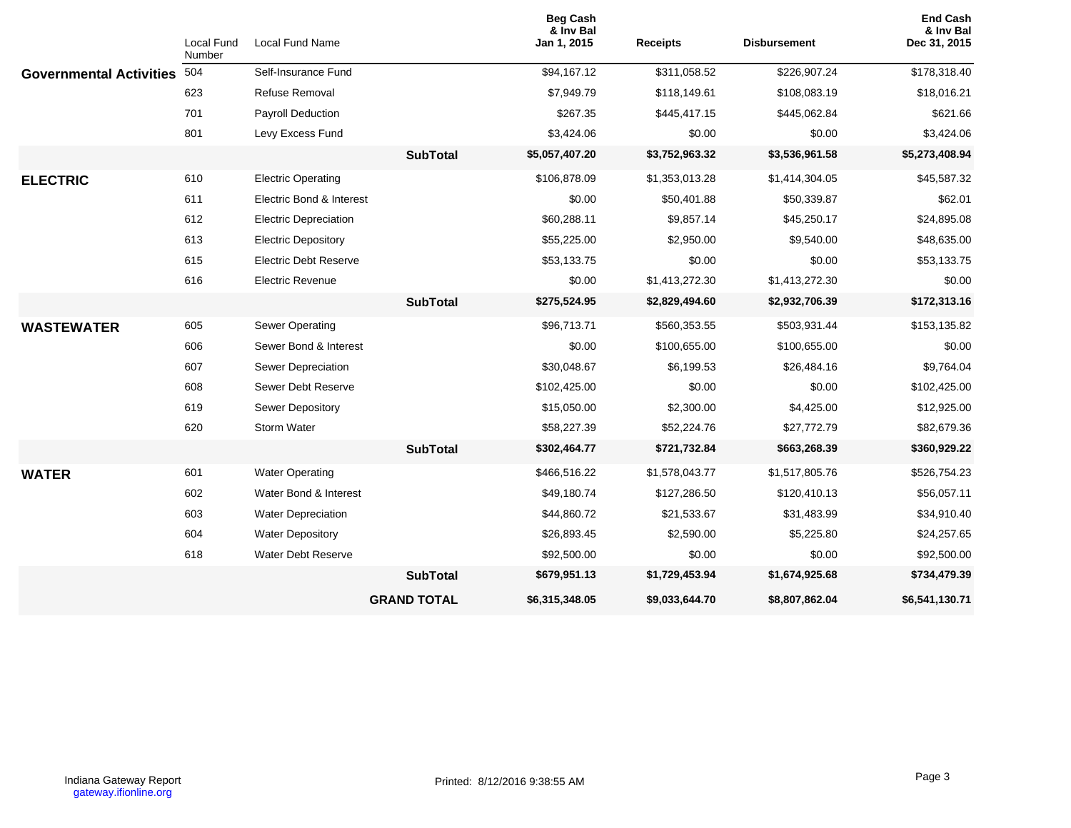| | Local Fund Number | Local Fund Name | Beg Cash & Inv Bal Jan 1, 2015 | Receipts | Disbursement | End Cash & Inv Bal Dec 31, 2015 |
|---|---|---|---|---|---|---|
| **Governmental Activities** | 504 | Self-Insurance Fund | $94,167.12 | $311,058.52 | $226,907.24 | $178,318.40 |
| | 623 | Refuse Removal | $7,949.79 | $118,149.61 | $108,083.19 | $18,016.21 |
| | 701 | Payroll Deduction | $267.35 | $445,417.15 | $445,062.84 | $621.66 |
| | 801 | Levy Excess Fund | $3,424.06 | $0.00 | $0.00 | $3,424.06 |
| | | **SubTotal** | **$5,057,407.20** | **$3,752,963.32** | **$3,536,961.58** | **$5,273,408.94** |
| **ELECTRIC** | 610 | Electric Operating | $106,878.09 | $1,353,013.28 | $1,414,304.05 | $45,587.32 |
| | 611 | Electric Bond & Interest | $0.00 | $50,401.88 | $50,339.87 | $62.01 |
| | 612 | Electric Depreciation | $60,288.11 | $9,857.14 | $45,250.17 | $24,895.08 |
| | 613 | Electric Depository | $55,225.00 | $2,950.00 | $9,540.00 | $48,635.00 |
| | 615 | Electric Debt Reserve | $53,133.75 | $0.00 | $0.00 | $53,133.75 |
| | 616 | Electric Revenue | $0.00 | $1,413,272.30 | $1,413,272.30 | $0.00 |
| | | **SubTotal** | **$275,524.95** | **$2,829,494.60** | **$2,932,706.39** | **$172,313.16** |
| **WASTEWATER** | 605 | Sewer Operating | $96,713.71 | $560,353.55 | $503,931.44 | $153,135.82 |
| | 606 | Sewer Bond & Interest | $0.00 | $100,655.00 | $100,655.00 | $0.00 |
| | 607 | Sewer Depreciation | $30,048.67 | $6,199.53 | $26,484.16 | $9,764.04 |
| | 608 | Sewer Debt Reserve | $102,425.00 | $0.00 | $0.00 | $102,425.00 |
| | 619 | Sewer Depository | $15,050.00 | $2,300.00 | $4,425.00 | $12,925.00 |
| | 620 | Storm Water | $58,227.39 | $52,224.76 | $27,772.79 | $82,679.36 |
| | | **SubTotal** | **$302,464.77** | **$721,732.84** | **$663,268.39** | **$360,929.22** |
| **WATER** | 601 | Water Operating | $466,516.22 | $1,578,043.77 | $1,517,805.76 | $526,754.23 |
| | 602 | Water Bond & Interest | $49,180.74 | $127,286.50 | $120,410.13 | $56,057.11 |
| | 603 | Water Depreciation | $44,860.72 | $21,533.67 | $31,483.99 | $34,910.40 |
| | 604 | Water Depository | $26,893.45 | $2,590.00 | $5,225.80 | $24,257.65 |
| | 618 | Water Debt Reserve | $92,500.00 | $0.00 | $0.00 | $92,500.00 |
| | | **SubTotal** | **$679,951.13** | **$1,729,453.94** | **$1,674,925.68** | **$734,479.39** |
| | | **GRAND TOTAL** | **$6,315,348.05** | **$9,033,644.70** | **$8,807,862.04** | **$6,541,130.71** |

Indiana Gateway Report
gateway.ifionline.org

Printed: 8/12/2016 9:38:55 AM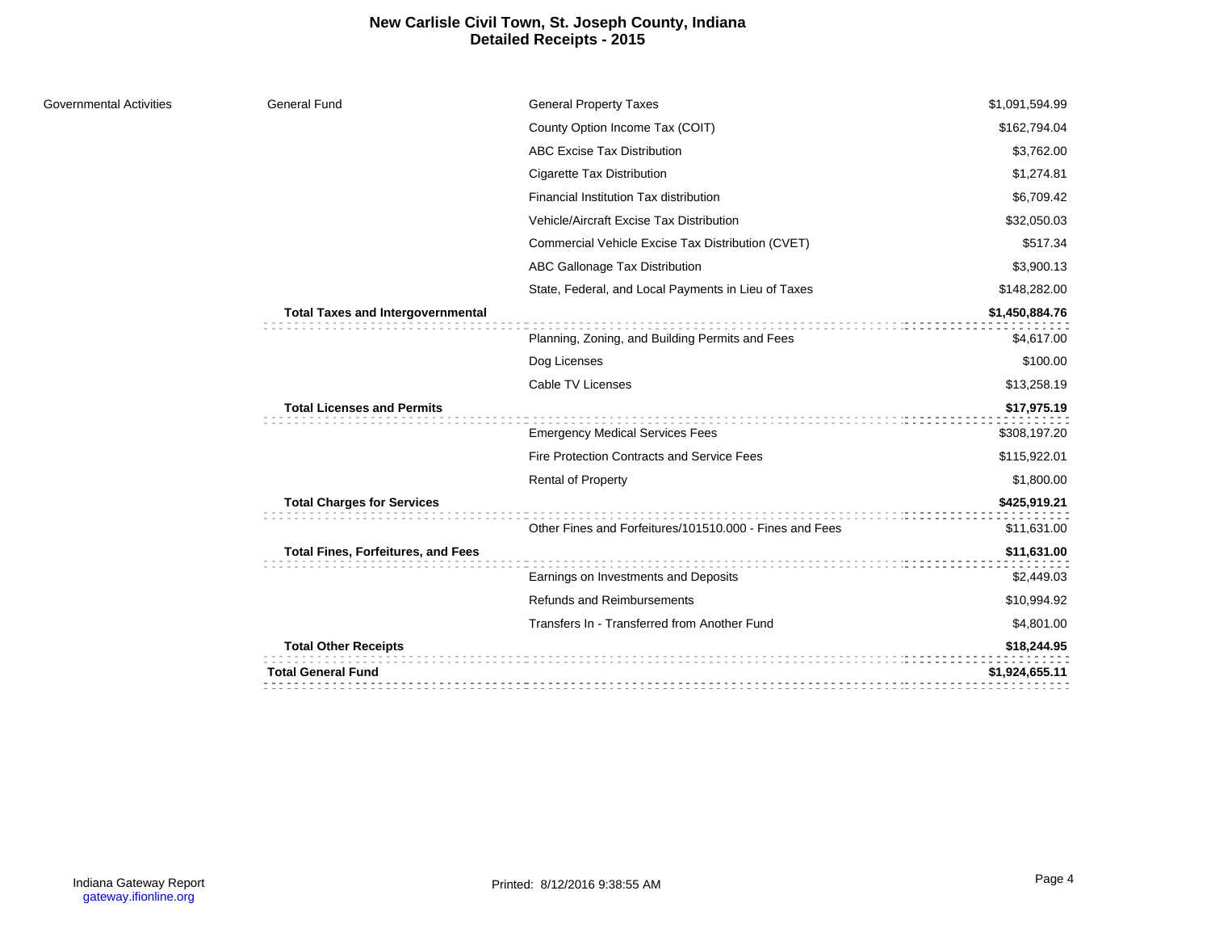# New Carlisle Civil Town, St. Joseph County, Indiana
## Detailed Receipts - 2015

| | | | |
|---|---|---|---|
| Governmental Activities | General Fund | General Property Taxes | $1,091,594.99 |
| | | County Option Income Tax (COIT) | $162,794.04 |
| | | ABC Excise Tax Distribution | $3,762.00 |
| | | Cigarette Tax Distribution | $1,274.81 |
| | | Financial Institution Tax distribution | $6,709.42 |
| | | Vehicle/Aircraft Excise Tax Distribution | $32,050.03 |
| | | Commercial Vehicle Excise Tax Distribution (CVET) | $517.34 |
| | | ABC Gallonage Tax Distribution | $3,900.13 |
| | | State, Federal, and Local Payments in Lieu of Taxes | $148,282.00 |
| | **Total Taxes and Intergovernmental** | | **$1,450,884.76** |
| | | Planning, Zoning, and Building Permits and Fees | $4,617.00 |
| | | Dog Licenses | $100.00 |
| | | Cable TV Licenses | $13,258.19 |
| | **Total Licenses and Permits** | | **$17,975.19** |
| | | Emergency Medical Services Fees | $308,197.20 |
| | | Fire Protection Contracts and Service Fees | $115,922.01 |
| | | Rental of Property | $1,800.00 |
| | **Total Charges for Services** | | **$425,919.21** |
| | | Other Fines and Forfeitures/101510.000 - Fines and Fees | $11,631.00 |
| | **Total Fines, Forfeitures, and Fees** | | **$11,631.00** |
| | | Earnings on Investments and Deposits | $2,449.03 |
| | | Refunds and Reimbursements | $10,994.92 |
| | | Transfers In - Transferred from Another Fund | $4,801.00 |
| | **Total Other Receipts** | | **$18,244.95** |
| | **Total General Fund** | | **$1,924,655.11** |

Indiana Gateway Report
gateway.ifionline.org

Printed: 8/12/2016 9:38:55 AM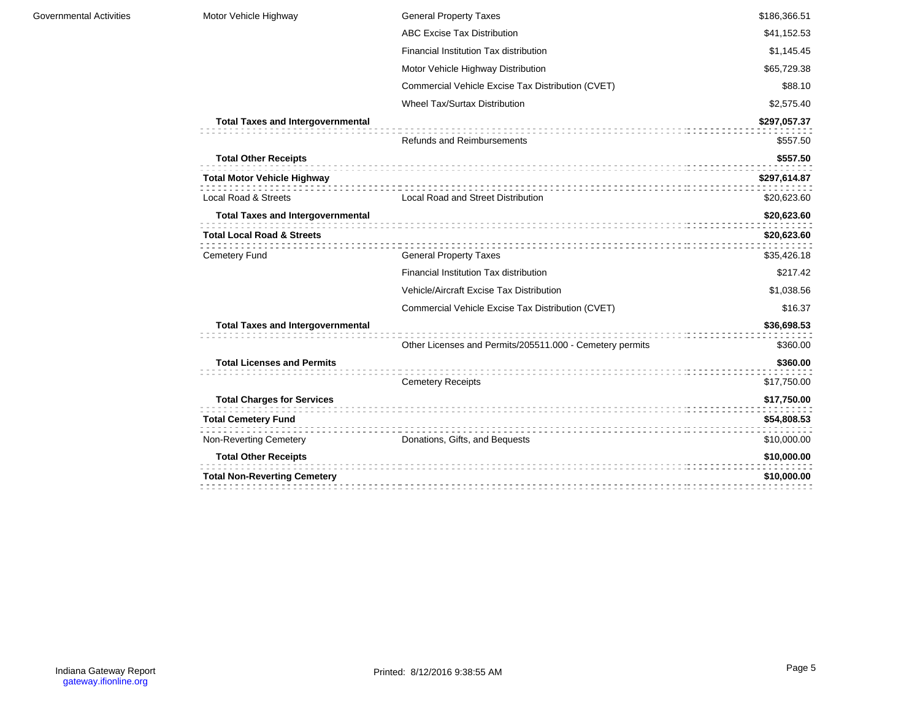| | | | |
|---|---|---|---|
| Governmental Activities | Motor Vehicle Highway | General Property Taxes | $186,366.51 |
| | | ABC Excise Tax Distribution | $41,152.53 |
| | | Financial Institution Tax distribution | $1,145.45 |
| | | Motor Vehicle Highway Distribution | $65,729.38 |
| | | Commercial Vehicle Excise Tax Distribution (CVET) | $88.10 |
| | | Wheel Tax/Surtax Distribution | $2,575.40 |
| | **Total Taxes and Intergovernmental** | | **$297,057.37** |
| | | Refunds and Reimbursements | $557.50 |
| | **Total Other Receipts** | | **$557.50** |
| | **Total Motor Vehicle Highway** | | **$297,614.87** |
| | Local Road & Streets | Local Road and Street Distribution | $20,623.60 |
| | **Total Taxes and Intergovernmental** | | **$20,623.60** |
| | **Total Local Road & Streets** | | **$20,623.60** |
| | Cemetery Fund | General Property Taxes | $35,426.18 |
| | | Financial Institution Tax distribution | $217.42 |
| | | Vehicle/Aircraft Excise Tax Distribution | $1,038.56 |
| | | Commercial Vehicle Excise Tax Distribution (CVET) | $16.37 |
| | **Total Taxes and Intergovernmental** | | **$36,698.53** |
| | | Other Licenses and Permits/205511.000 - Cemetery permits | $360.00 |
| | **Total Licenses and Permits** | | **$360.00** |
| | | Cemetery Receipts | $17,750.00 |
| | **Total Charges for Services** | | **$17,750.00** |
| | **Total Cemetery Fund** | | **$54,808.53** |
| | Non-Reverting Cemetery | Donations, Gifts, and Bequests | $10,000.00 |
| | **Total Other Receipts** | | **$10,000.00** |
| | **Total Non-Reverting Cemetery** | | **$10,000.00** |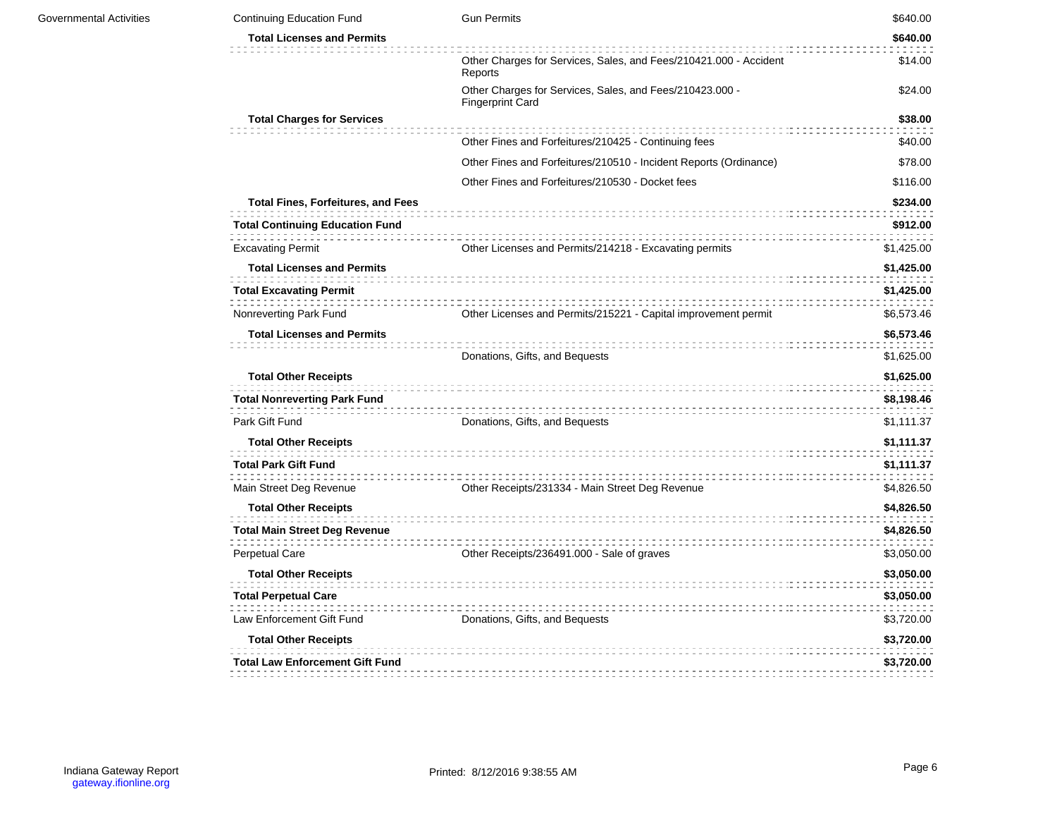| | | | |
|---|---|---|---|
| Governmental Activities | Continuing Education Fund | Gun Permits | $640.00 |
| | **Total Licenses and Permits** | | **$640.00** |
| | | Other Charges for Services, Sales, and Fees/210421.000 - Accident Reports | $14.00 |
| | | Other Charges for Services, Sales, and Fees/210423.000 - Fingerprint Card | $24.00 |
| | **Total Charges for Services** | | **$38.00** |
| | | Other Fines and Forfeitures/210425 - Continuing fees | $40.00 |
| | | Other Fines and Forfeitures/210510 - Incident Reports (Ordinance) | $78.00 |
| | | Other Fines and Forfeitures/210530 - Docket fees | $116.00 |
| | **Total Fines, Forfeitures, and Fees** | | **$234.00** |
| | **Total Continuing Education Fund** | | **$912.00** |
| | Excavating Permit | Other Licenses and Permits/214218 - Excavating permits | $1,425.00 |
| | **Total Licenses and Permits** | | **$1,425.00** |
| | **Total Excavating Permit** | | **$1,425.00** |
| | Nonreverting Park Fund | Other Licenses and Permits/215221 - Capital improvement permit | $6,573.46 |
| | **Total Licenses and Permits** | | **$6,573.46** |
| | | Donations, Gifts, and Bequests | $1,625.00 |
| | **Total Other Receipts** | | **$1,625.00** |
| | **Total Nonreverting Park Fund** | | **$8,198.46** |
| | Park Gift Fund | Donations, Gifts, and Bequests | $1,111.37 |
| | **Total Other Receipts** | | **$1,111.37** |
| | **Total Park Gift Fund** | | **$1,111.37** |
| | Main Street Deg Revenue | Other Receipts/231334 - Main Street Deg Revenue | $4,826.50 |
| | **Total Other Receipts** | | **$4,826.50** |
| | **Total Main Street Deg Revenue** | | **$4,826.50** |
| | Perpetual Care | Other Receipts/236491.000 - Sale of graves | $3,050.00 |
| | **Total Other Receipts** | | **$3,050.00** |
| | **Total Perpetual Care** | | **$3,050.00** |
| | Law Enforcement Gift Fund | Donations, Gifts, and Bequests | $3,720.00 |
| | **Total Other Receipts** | | **$3,720.00** |
| | **Total Law Enforcement Gift Fund** | | **$3,720.00** |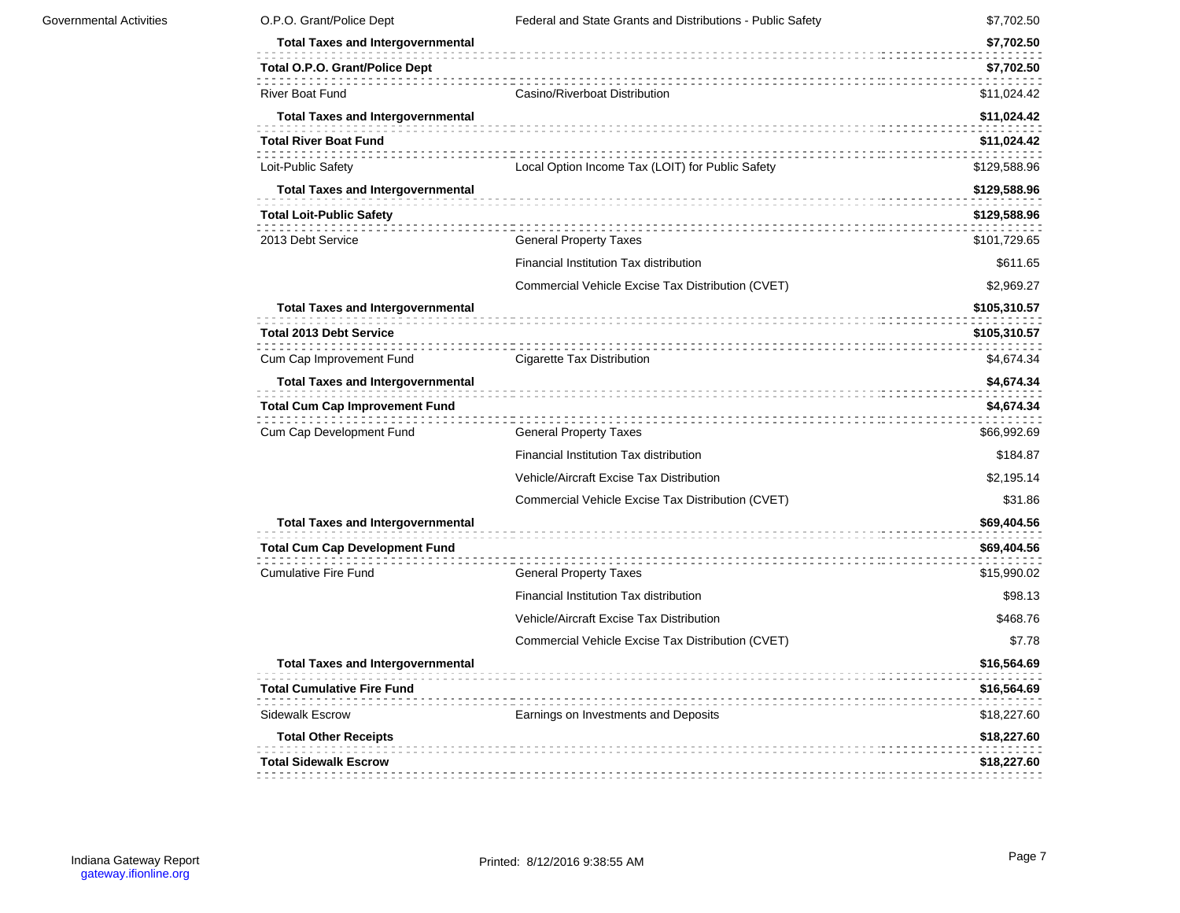| | | | |
|---|---|---|---|
| Governmental Activities | O.P.O. Grant/Police Dept | Federal and State Grants and Distributions - Public Safety | $7,702.50 |
| | **Total Taxes and Intergovernmental** | | **$7,702.50** |
| | **Total O.P.O. Grant/Police Dept** | | **$7,702.50** |
| | River Boat Fund | Casino/Riverboat Distribution | $11,024.42 |
| | **Total Taxes and Intergovernmental** | | **$11,024.42** |
| | **Total River Boat Fund** | | **$11,024.42** |
| | Loit-Public Safety | Local Option Income Tax (LOIT) for Public Safety | $129,588.96 |
| | **Total Taxes and Intergovernmental** | | **$129,588.96** |
| | **Total Loit-Public Safety** | | **$129,588.96** |
| | 2013 Debt Service | General Property Taxes | $101,729.65 |
| | | Financial Institution Tax distribution | $611.65 |
| | | Commercial Vehicle Excise Tax Distribution (CVET) | $2,969.27 |
| | **Total Taxes and Intergovernmental** | | **$105,310.57** |
| | **Total 2013 Debt Service** | | **$105,310.57** |
| | Cum Cap Improvement Fund | Cigarette Tax Distribution | $4,674.34 |
| | **Total Taxes and Intergovernmental** | | **$4,674.34** |
| | **Total Cum Cap Improvement Fund** | | **$4,674.34** |
| | Cum Cap Development Fund | General Property Taxes | $66,992.69 |
| | | Financial Institution Tax distribution | $184.87 |
| | | Vehicle/Aircraft Excise Tax Distribution | $2,195.14 |
| | | Commercial Vehicle Excise Tax Distribution (CVET) | $31.86 |
| | **Total Taxes and Intergovernmental** | | **$69,404.56** |
| | **Total Cum Cap Development Fund** | | **$69,404.56** |
| | Cumulative Fire Fund | General Property Taxes | $15,990.02 |
| | | Financial Institution Tax distribution | $98.13 |
| | | Vehicle/Aircraft Excise Tax Distribution | $468.76 |
| | | Commercial Vehicle Excise Tax Distribution (CVET) | $7.78 |
| | **Total Taxes and Intergovernmental** | | **$16,564.69** |
| | **Total Cumulative Fire Fund** | | **$16,564.69** |
| | Sidewalk Escrow | Earnings on Investments and Deposits | $18,227.60 |
| | **Total Other Receipts** | | **$18,227.60** |
| | **Total Sidewalk Escrow** | | **$18,227.60** |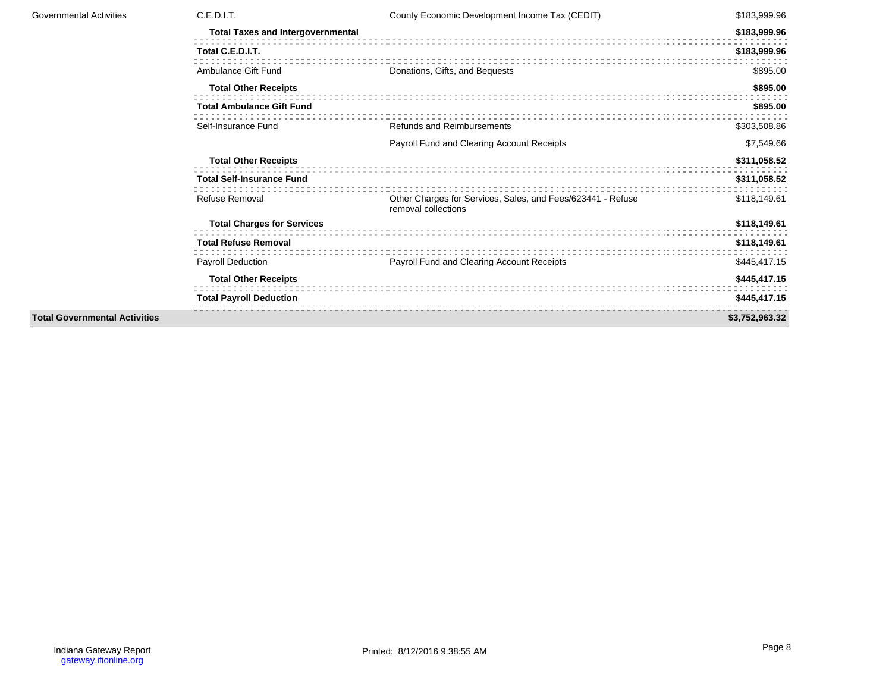| | | | |
|---|---|---|---|
| Governmental Activities | C.E.D.I.T. | County Economic Development Income Tax (CEDIT) | $183,999.96 |
| | **Total Taxes and Intergovernmental** | | **$183,999.96** |
| | **Total C.E.D.I.T.** | | **$183,999.96** |
| | Ambulance Gift Fund | Donations, Gifts, and Bequests | $895.00 |
| | **Total Other Receipts** | | **$895.00** |
| | **Total Ambulance Gift Fund** | | **$895.00** |
| | Self-Insurance Fund | Refunds and Reimbursements | $303,508.86 |
| | | Payroll Fund and Clearing Account Receipts | $7,549.66 |
| | **Total Other Receipts** | | **$311,058.52** |
| | **Total Self-Insurance Fund** | | **$311,058.52** |
| | Refuse Removal | Other Charges for Services, Sales, and Fees/623441 - Refuse removal collections | $118,149.61 |
| | **Total Charges for Services** | | **$118,149.61** |
| | **Total Refuse Removal** | | **$118,149.61** |
| | Payroll Deduction | Payroll Fund and Clearing Account Receipts | $445,417.15 |
| | **Total Other Receipts** | | **$445,417.15** |
| | **Total Payroll Deduction** | | **$445,417.15** |
| **Total Governmental Activities** | | | **$3,752,963.32** |

Indiana Gateway Report
gateway.ifionline.org

Printed: 8/12/2016 9:38:55 AM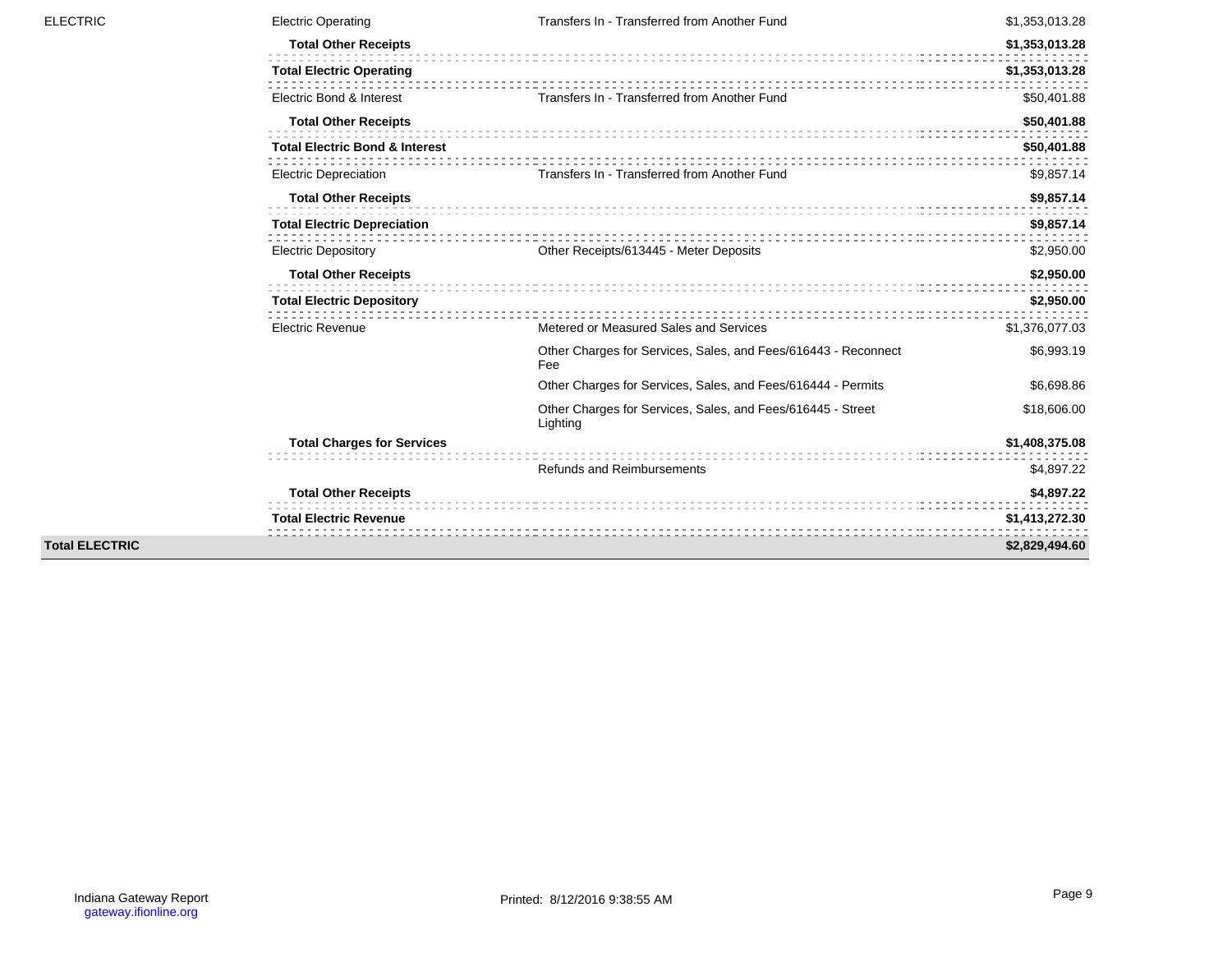| Fund | Department | Receipt Type | Amount |
|---|---|---|---|
| ELECTRIC | Electric Operating | Transfers In - Transferred from Another Fund | $1,353,013.28 |
| | **Total Other Receipts** | | **$1,353,013.28** |
| | **Total Electric Operating** | | **$1,353,013.28** |
| | Electric Bond & Interest | Transfers In - Transferred from Another Fund | $50,401.88 |
| | **Total Other Receipts** | | **$50,401.88** |
| | **Total Electric Bond & Interest** | | **$50,401.88** |
| | Electric Depreciation | Transfers In - Transferred from Another Fund | $9,857.14 |
| | **Total Other Receipts** | | **$9,857.14** |
| | **Total Electric Depreciation** | | **$9,857.14** |
| | Electric Depository | Other Receipts/613445 - Meter Deposits | $2,950.00 |
| | **Total Other Receipts** | | **$2,950.00** |
| | **Total Electric Depository** | | **$2,950.00** |
| | Electric Revenue | Metered or Measured Sales and Services | $1,376,077.03 |
| | | Other Charges for Services, Sales, and Fees/616443 - Reconnect Fee | $6,993.19 |
| | | Other Charges for Services, Sales, and Fees/616444 - Permits | $6,698.86 |
| | | Other Charges for Services, Sales, and Fees/616445 - Street Lighting | $18,606.00 |
| | **Total Charges for Services** | | **$1,408,375.08** |
| | | Refunds and Reimbursements | $4,897.22 |
| | **Total Other Receipts** | | **$4,897.22** |
| | **Total Electric Revenue** | | **$1,413,272.30** |
| **Total ELECTRIC** | | | **$2,829,494.60** |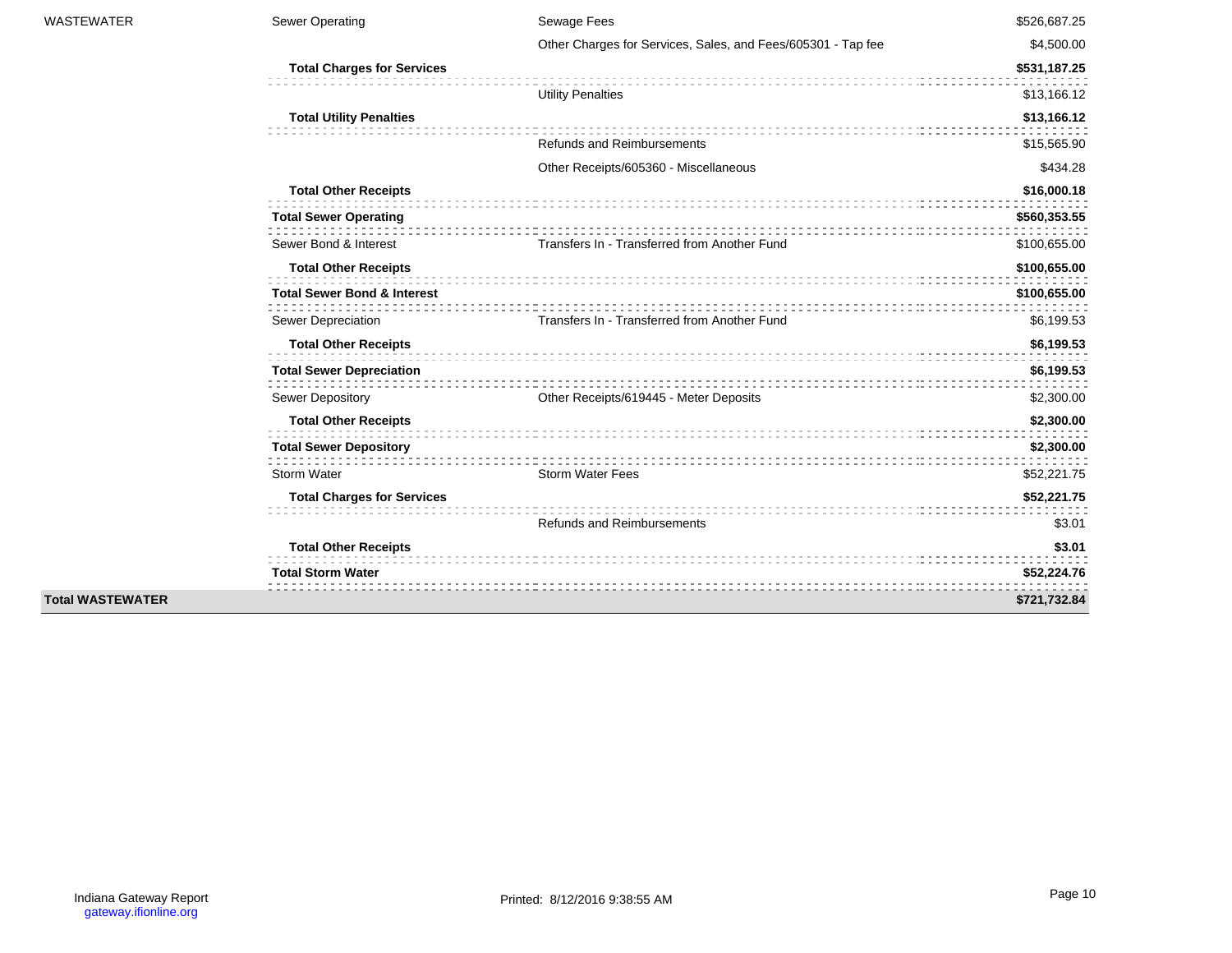| | | | |
|---|---|---|---|
| WASTEWATER | Sewer Operating | Sewage Fees | $526,687.25 |
| | | Other Charges for Services, Sales, and Fees/605301 - Tap fee | $4,500.00 |
| | **Total Charges for Services** | | **$531,187.25** |
| | | Utility Penalties | $13,166.12 |
| | **Total Utility Penalties** | | **$13,166.12** |
| | | Refunds and Reimbursements | $15,565.90 |
| | | Other Receipts/605360 - Miscellaneous | $434.28 |
| | **Total Other Receipts** | | **$16,000.18** |
| | **Total Sewer Operating** | | **$560,353.55** |
| | Sewer Bond & Interest | Transfers In - Transferred from Another Fund | $100,655.00 |
| | **Total Other Receipts** | | **$100,655.00** |
| | **Total Sewer Bond & Interest** | | **$100,655.00** |
| | Sewer Depreciation | Transfers In - Transferred from Another Fund | $6,199.53 |
| | **Total Other Receipts** | | **$6,199.53** |
| | **Total Sewer Depreciation** | | **$6,199.53** |
| | Sewer Depository | Other Receipts/619445 - Meter Deposits | $2,300.00 |
| | **Total Other Receipts** | | **$2,300.00** |
| | **Total Sewer Depository** | | **$2,300.00** |
| | Storm Water | Storm Water Fees | $52,221.75 |
| | **Total Charges for Services** | | **$52,221.75** |
| | | Refunds and Reimbursements | $3.01 |
| | **Total Other Receipts** | | **$3.01** |
| | **Total Storm Water** | | **$52,224.76** |
| **Total WASTEWATER** | | | **$721,732.84** |

Indiana Gateway Report
gateway.ifionline.org

Printed: 8/12/2016 9:38:55 AM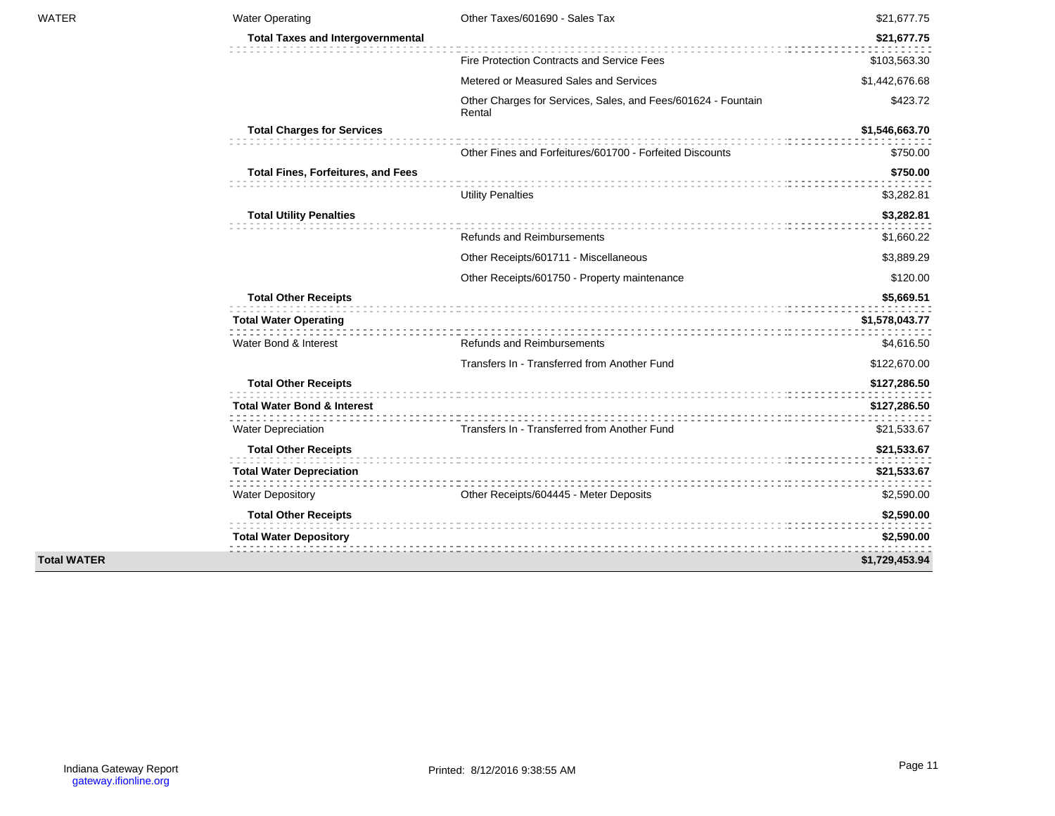| | | | |
|---|---|---|---|
| WATER | Water Operating | Other Taxes/601690 - Sales Tax | $21,677.75 |
| | **Total Taxes and Intergovernmental** | | **$21,677.75** |
| | | Fire Protection Contracts and Service Fees | $103,563.30 |
| | | Metered or Measured Sales and Services | $1,442,676.68 |
| | | Other Charges for Services, Sales, and Fees/601624 - Fountain Rental | $423.72 |
| | **Total Charges for Services** | | **$1,546,663.70** |
| | | Other Fines and Forfeitures/601700 - Forfeited Discounts | $750.00 |
| | **Total Fines, Forfeitures, and Fees** | | **$750.00** |
| | | Utility Penalties | $3,282.81 |
| | **Total Utility Penalties** | | **$3,282.81** |
| | | Refunds and Reimbursements | $1,660.22 |
| | | Other Receipts/601711 - Miscellaneous | $3,889.29 |
| | | Other Receipts/601750 - Property maintenance | $120.00 |
| | **Total Other Receipts** | | **$5,669.51** |
| | **Total Water Operating** | | **$1,578,043.77** |
| | Water Bond & Interest | Refunds and Reimbursements | $4,616.50 |
| | | Transfers In - Transferred from Another Fund | $122,670.00 |
| | **Total Other Receipts** | | **$127,286.50** |
| | **Total Water Bond & Interest** | | **$127,286.50** |
| | Water Depreciation | Transfers In - Transferred from Another Fund | $21,533.67 |
| | **Total Other Receipts** | | **$21,533.67** |
| | **Total Water Depreciation** | | **$21,533.67** |
| | Water Depository | Other Receipts/604445 - Meter Deposits | $2,590.00 |
| | **Total Other Receipts** | | **$2,590.00** |
| | **Total Water Depository** | | **$2,590.00** |
| **Total WATER** | | | **$1,729,453.94** |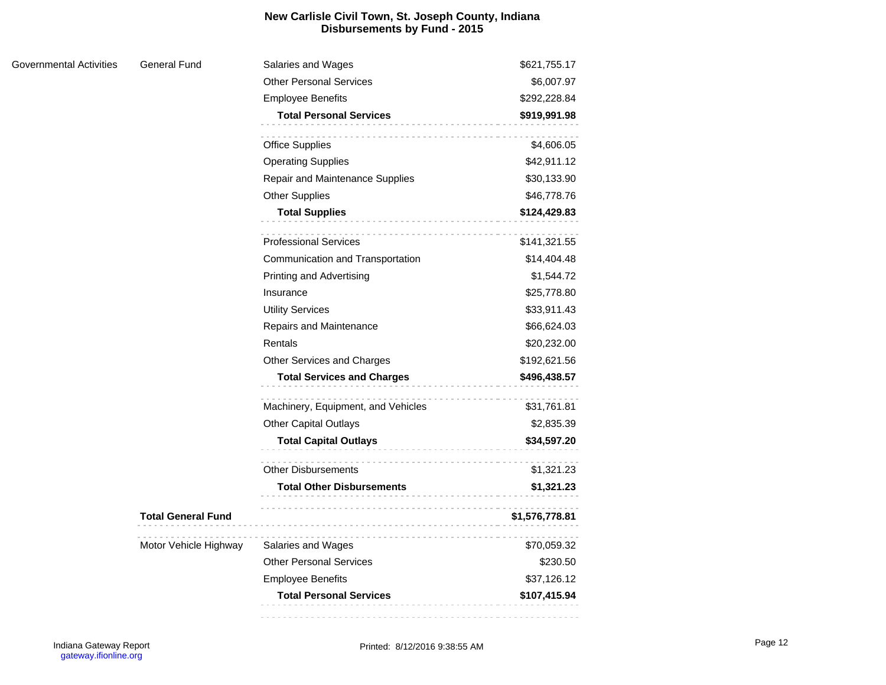# New Carlisle Civil Town, St. Joseph County, Indiana
## Disbursements by Fund - 2015

| | | | |
|---|---|---|---|
| Governmental Activities | General Fund | Salaries and Wages | $621,755.17 |
| | | Other Personal Services | $6,007.97 |
| | | Employee Benefits | $292,228.84 |
| | | **Total Personal Services** | **$919,991.98** |
| | | Office Supplies | $4,606.05 |
| | | Operating Supplies | $42,911.12 |
| | | Repair and Maintenance Supplies | $30,133.90 |
| | | Other Supplies | $46,778.76 |
| | | **Total Supplies** | **$124,429.83** |
| | | Professional Services | $141,321.55 |
| | | Communication and Transportation | $14,404.48 |
| | | Printing and Advertising | $1,544.72 |
| | | Insurance | $25,778.80 |
| | | Utility Services | $33,911.43 |
| | | Repairs and Maintenance | $66,624.03 |
| | | Rentals | $20,232.00 |
| | | Other Services and Charges | $192,621.56 |
| | | **Total Services and Charges** | **$496,438.57** |
| | | Machinery, Equipment, and Vehicles | $31,761.81 |
| | | Other Capital Outlays | $2,835.39 |
| | | **Total Capital Outlays** | **$34,597.20** |
| | | Other Disbursements | $1,321.23 |
| | | **Total Other Disbursements** | **$1,321.23** |
| | **Total General Fund** | | **$1,576,778.81** |
| | Motor Vehicle Highway | Salaries and Wages | $70,059.32 |
| | | Other Personal Services | $230.50 |
| | | Employee Benefits | $37,126.12 |
| | | **Total Personal Services** | **$107,415.94** |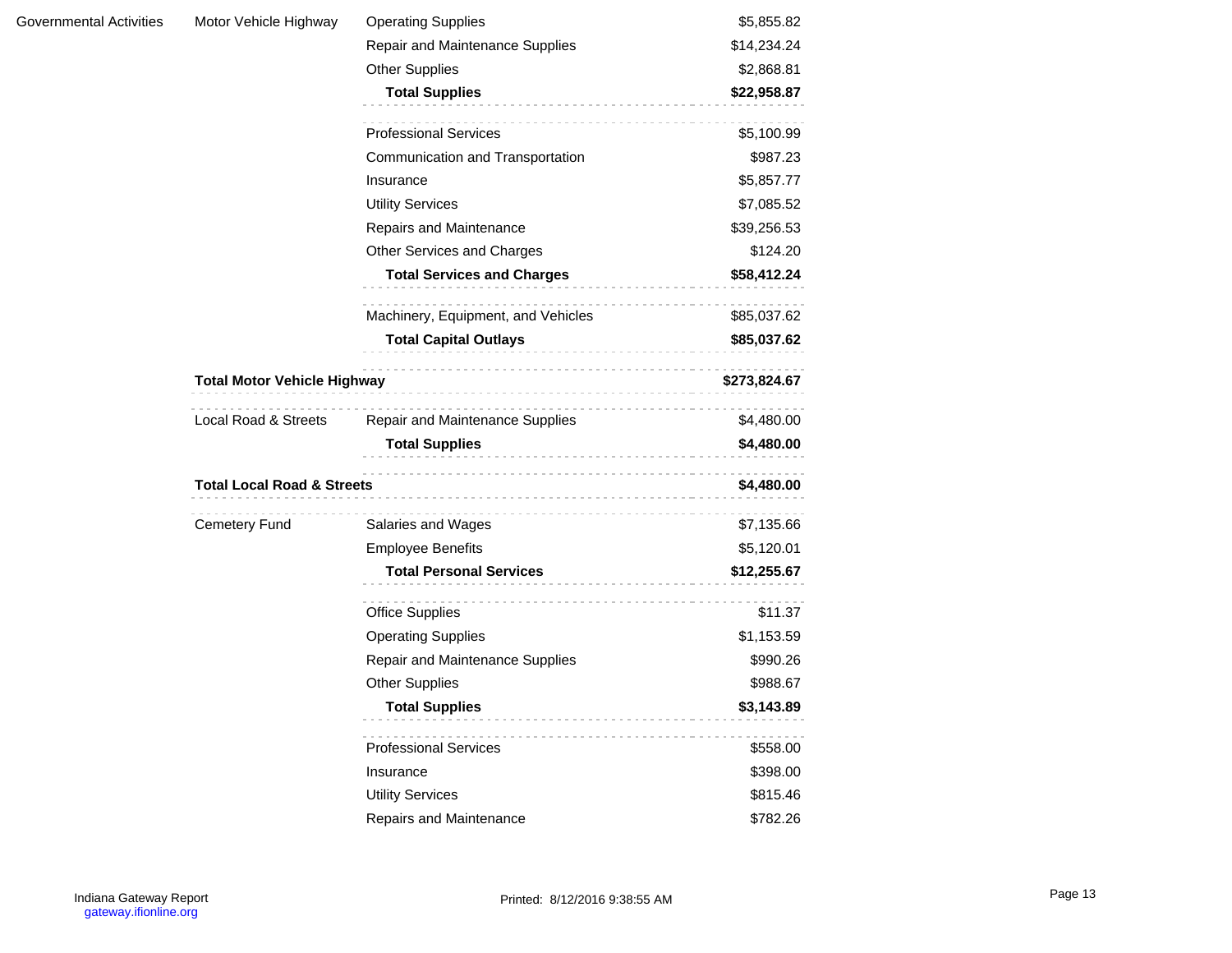| | | | |
|---|---|---|---|
| Governmental Activities | Motor Vehicle Highway | Operating Supplies | $5,855.82 |
| | | Repair and Maintenance Supplies | $14,234.24 |
| | | Other Supplies | $2,868.81 |
| | | **Total Supplies** | **$22,958.87** |
| | | Professional Services | $5,100.99 |
| | | Communication and Transportation | $987.23 |
| | | Insurance | $5,857.77 |
| | | Utility Services | $7,085.52 |
| | | Repairs and Maintenance | $39,256.53 |
| | | Other Services and Charges | $124.20 |
| | | **Total Services and Charges** | **$58,412.24** |
| | | Machinery, Equipment, and Vehicles | $85,037.62 |
| | | **Total Capital Outlays** | **$85,037.62** |
| | **Total Motor Vehicle Highway** | | **$273,824.67** |
| | Local Road & Streets | Repair and Maintenance Supplies | $4,480.00 |
| | | **Total Supplies** | **$4,480.00** |
| | **Total Local Road & Streets** | | **$4,480.00** |
| | Cemetery Fund | Salaries and Wages | $7,135.66 |
| | | Employee Benefits | $5,120.01 |
| | | **Total Personal Services** | **$12,255.67** |
| | | Office Supplies | $11.37 |
| | | Operating Supplies | $1,153.59 |
| | | Repair and Maintenance Supplies | $990.26 |
| | | Other Supplies | $988.67 |
| | | **Total Supplies** | **$3,143.89** |
| | | Professional Services | $558.00 |
| | | Insurance | $398.00 |
| | | Utility Services | $815.46 |
| | | Repairs and Maintenance | $782.26 |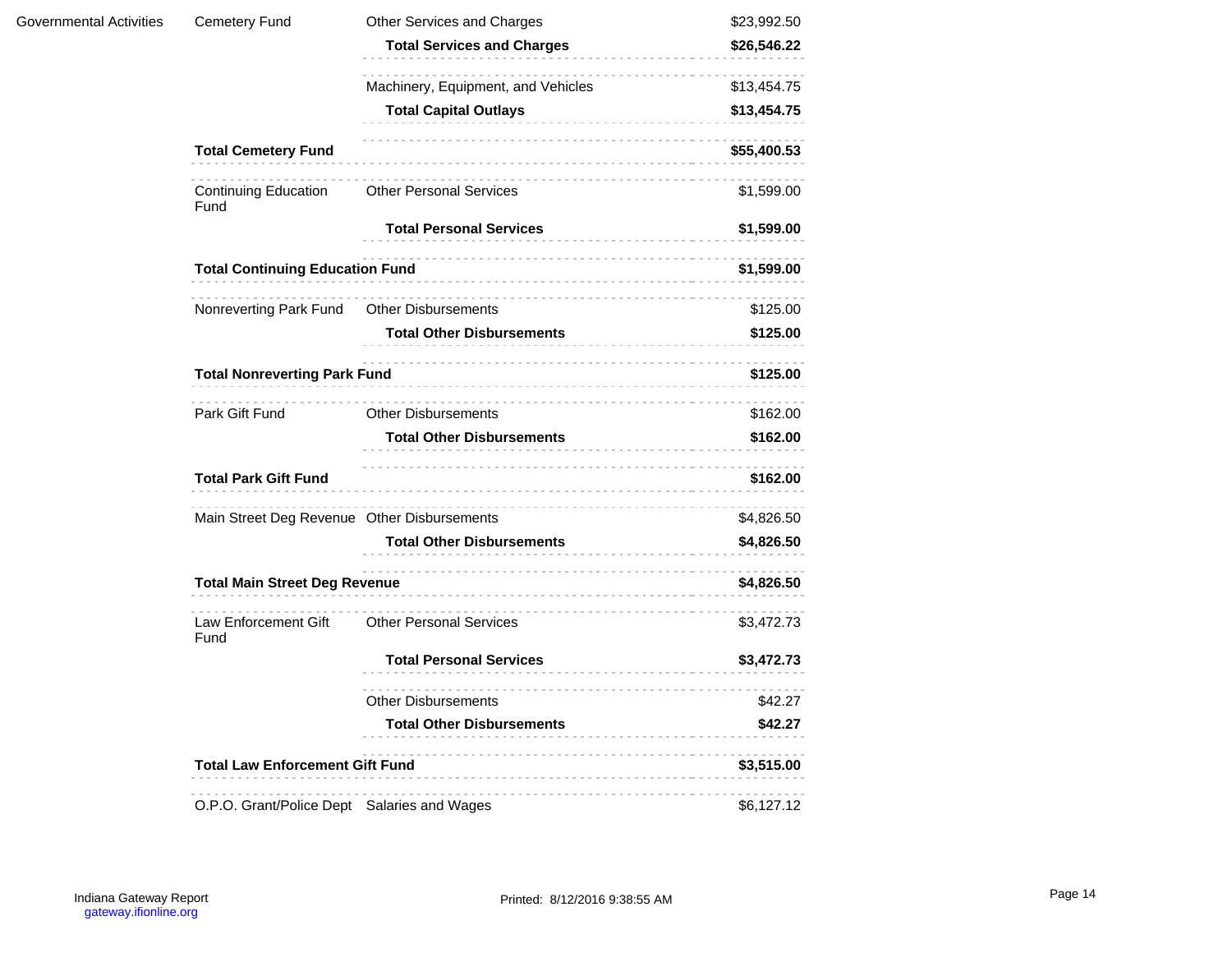| | | | |
|---|---|---|---|
| Governmental Activities | Cemetery Fund | Other Services and Charges | $23,992.50 |
| | | **Total Services and Charges** | **$26,546.22** |
| | | Machinery, Equipment, and Vehicles | $13,454.75 |
| | | **Total Capital Outlays** | **$13,454.75** |
| | **Total Cemetery Fund** | | **$55,400.53** |
| | Continuing Education Fund | Other Personal Services | $1,599.00 |
| | | **Total Personal Services** | **$1,599.00** |
| | **Total Continuing Education Fund** | | **$1,599.00** |
| | Nonreverting Park Fund | Other Disbursements | $125.00 |
| | | **Total Other Disbursements** | **$125.00** |
| | **Total Nonreverting Park Fund** | | **$125.00** |
| | Park Gift Fund | Other Disbursements | $162.00 |
| | | **Total Other Disbursements** | **$162.00** |
| | **Total Park Gift Fund** | | **$162.00** |
| | Main Street Deg Revenue | Other Disbursements | $4,826.50 |
| | | **Total Other Disbursements** | **$4,826.50** |
| | **Total Main Street Deg Revenue** | | **$4,826.50** |
| | Law Enforcement Gift Fund | Other Personal Services | $3,472.73 |
| | | **Total Personal Services** | **$3,472.73** |
| | | Other Disbursements | $42.27 |
| | | **Total Other Disbursements** | **$42.27** |
| | **Total Law Enforcement Gift Fund** | | **$3,515.00** |
| | O.P.O. Grant/Police Dept | Salaries and Wages | $6,127.12 |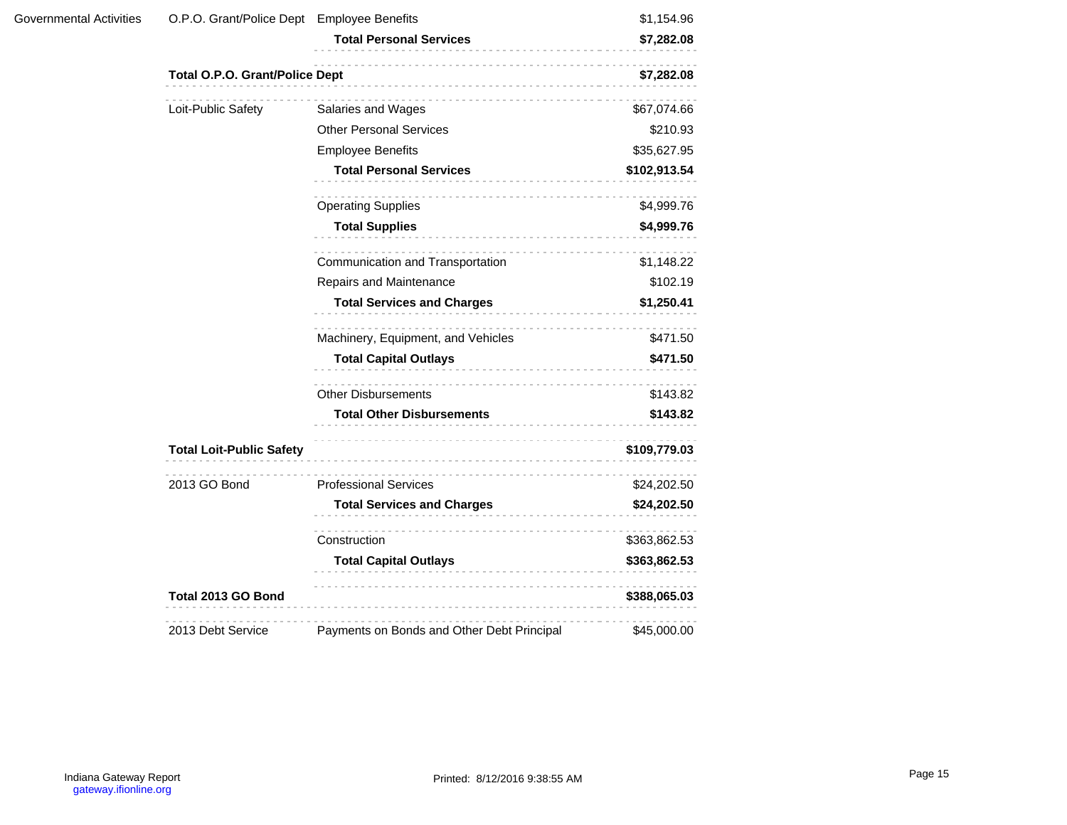| | | | |
|---|---|---|---|
| Governmental Activities | O.P.O. Grant/Police Dept | Employee Benefits | $1,154.96 |
| | | **Total Personal Services** | **$7,282.08** |
| | **Total O.P.O. Grant/Police Dept** | | **$7,282.08** |
| | Loit-Public Safety | Salaries and Wages | $67,074.66 |
| | | Other Personal Services | $210.93 |
| | | Employee Benefits | $35,627.95 |
| | | **Total Personal Services** | **$102,913.54** |
| | | Operating Supplies | $4,999.76 |
| | | **Total Supplies** | **$4,999.76** |
| | | Communication and Transportation | $1,148.22 |
| | | Repairs and Maintenance | $102.19 |
| | | **Total Services and Charges** | **$1,250.41** |
| | | Machinery, Equipment, and Vehicles | $471.50 |
| | | **Total Capital Outlays** | **$471.50** |
| | | Other Disbursements | $143.82 |
| | | **Total Other Disbursements** | **$143.82** |
| | **Total Loit-Public Safety** | | **$109,779.03** |
| | 2013 GO Bond | Professional Services | $24,202.50 |
| | | **Total Services and Charges** | **$24,202.50** |
| | | Construction | $363,862.53 |
| | | **Total Capital Outlays** | **$363,862.53** |
| | **Total 2013 GO Bond** | | **$388,065.03** |
| | 2013 Debt Service | Payments on Bonds and Other Debt Principal | $45,000.00 |

Indiana Gateway Report
gateway.ifionline.org

Printed: 8/12/2016 9:38:55 AM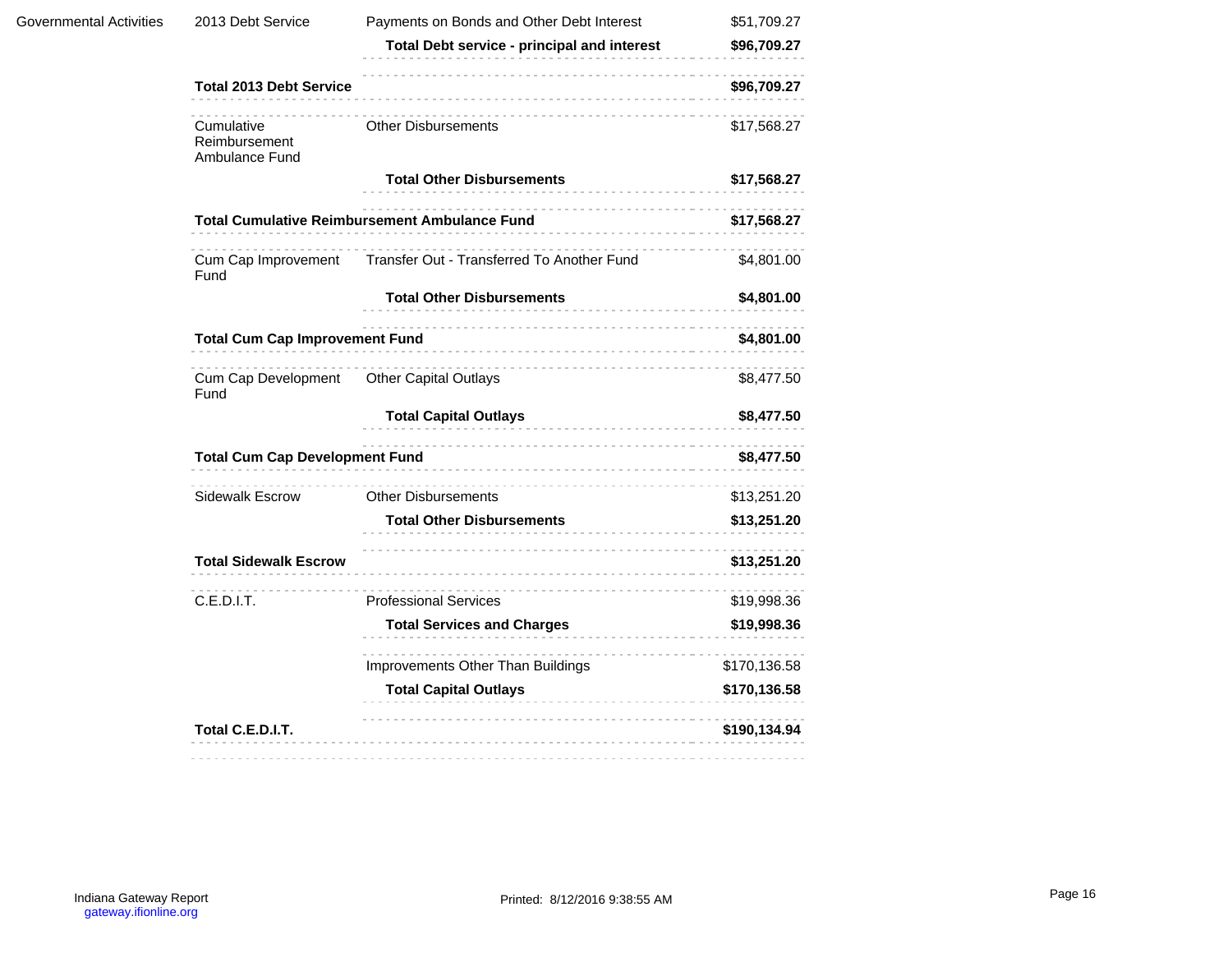| | | | |
|---|---|---|---|
| Governmental Activities | 2013 Debt Service | Payments on Bonds and Other Debt Interest | $51,709.27 |
| | | **Total Debt service - principal and interest** | **$96,709.27** |
| | **Total 2013 Debt Service** | | **$96,709.27** |
| | Cumulative Reimbursement Ambulance Fund | Other Disbursements | $17,568.27 |
| | | **Total Other Disbursements** | **$17,568.27** |
| | **Total Cumulative Reimbursement Ambulance Fund** | | **$17,568.27** |
| | Cum Cap Improvement Fund | Transfer Out - Transferred To Another Fund | $4,801.00 |
| | | **Total Other Disbursements** | **$4,801.00** |
| | **Total Cum Cap Improvement Fund** | | **$4,801.00** |
| | Cum Cap Development Fund | Other Capital Outlays | $8,477.50 |
| | | **Total Capital Outlays** | **$8,477.50** |
| | **Total Cum Cap Development Fund** | | **$8,477.50** |
| | Sidewalk Escrow | Other Disbursements | $13,251.20 |
| | | **Total Other Disbursements** | **$13,251.20** |
| | **Total Sidewalk Escrow** | | **$13,251.20** |
| | C.E.D.I.T. | Professional Services | $19,998.36 |
| | | **Total Services and Charges** | **$19,998.36** |
| | | Improvements Other Than Buildings | $170,136.58 |
| | | **Total Capital Outlays** | **$170,136.58** |
| | **Total C.E.D.I.T.** | | **$190,134.94** |

Indiana Gateway Report
gateway.ifionline.org

Printed: 8/12/2016 9:38:55 AM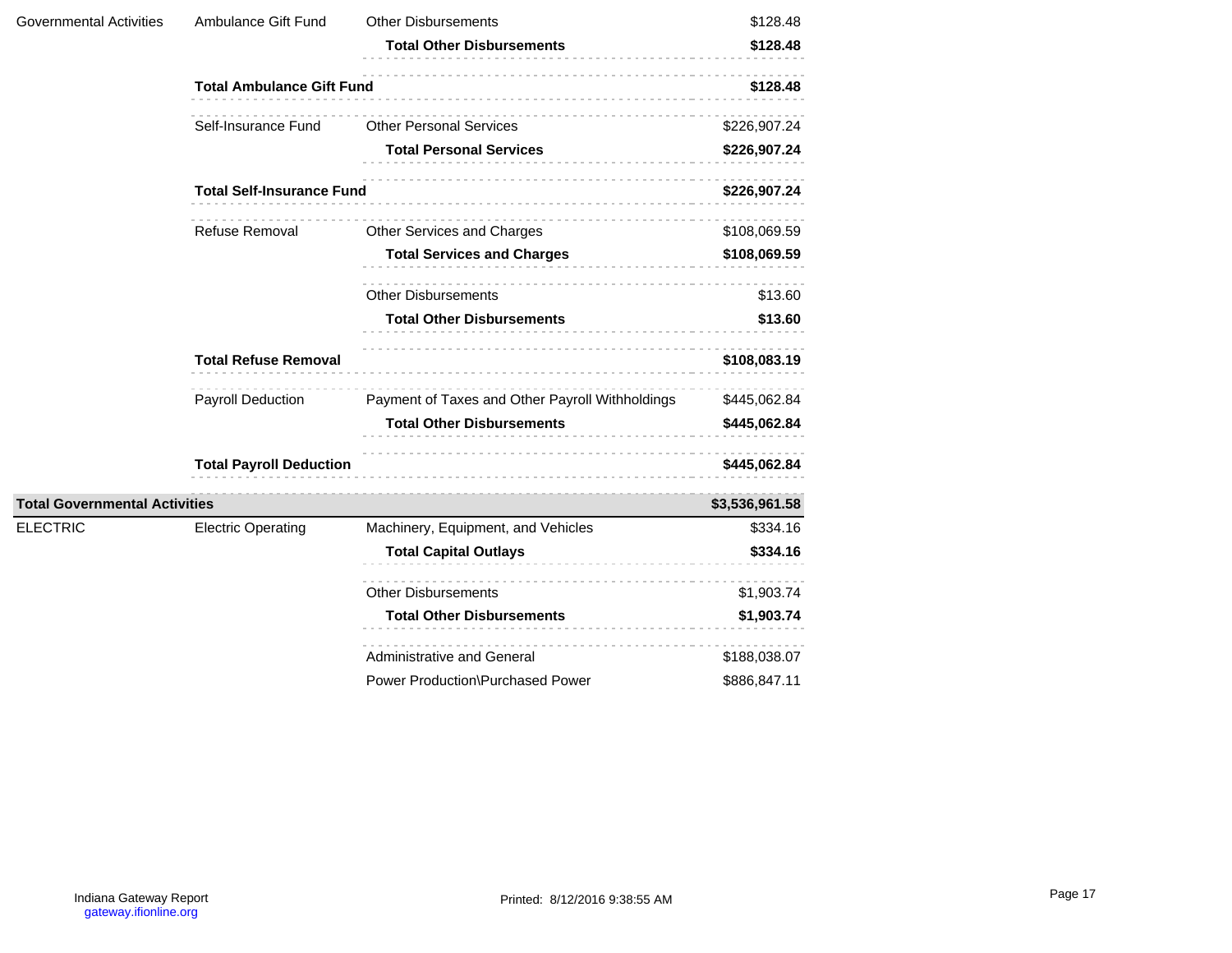| | | | |
|---|---|---|---|
| Governmental Activities | Ambulance Gift Fund | Other Disbursements | $128.48 |
| | | **Total Other Disbursements** | **$128.48** |
| | **Total Ambulance Gift Fund** | | **$128.48** |
| | Self-Insurance Fund | Other Personal Services | $226,907.24 |
| | | **Total Personal Services** | **$226,907.24** |
| | **Total Self-Insurance Fund** | | **$226,907.24** |
| | Refuse Removal | Other Services and Charges | $108,069.59 |
| | | **Total Services and Charges** | **$108,069.59** |
| | | Other Disbursements | $13.60 |
| | | **Total Other Disbursements** | **$13.60** |
| | **Total Refuse Removal** | | **$108,083.19** |
| | Payroll Deduction | Payment of Taxes and Other Payroll Withholdings | $445,062.84 |
| | | **Total Other Disbursements** | **$445,062.84** |
| | **Total Payroll Deduction** | | **$445,062.84** |
| **Total Governmental Activities** | | | **$3,536,961.58** |
| ELECTRIC | Electric Operating | Machinery, Equipment, and Vehicles | $334.16 |
| | | **Total Capital Outlays** | **$334.16** |
| | | Other Disbursements | $1,903.74 |
| | | **Total Other Disbursements** | **$1,903.74** |
| | | Administrative and General | $188,038.07 |
| | | Power Production\Purchased Power | $886,847.11 |

Indiana Gateway Report
gateway.ifionline.org

Printed: 8/12/2016 9:38:55 AM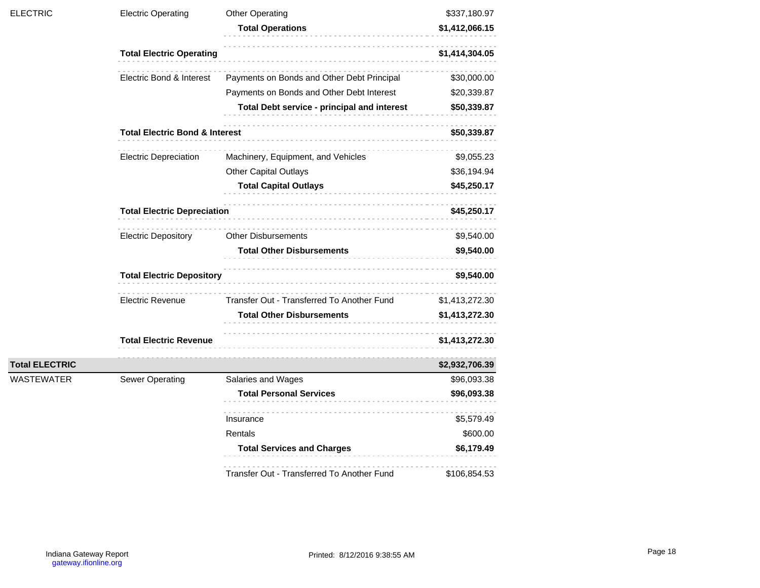| | | | |
|---|---|---|---|
| ELECTRIC | Electric Operating | Other Operating | $337,180.97 |
| | | **Total Operations** | **$1,412,066.15** |
| | **Total Electric Operating** | | **$1,414,304.05** |
| | Electric Bond & Interest | Payments on Bonds and Other Debt Principal | $30,000.00 |
| | | Payments on Bonds and Other Debt Interest | $20,339.87 |
| | | **Total Debt service - principal and interest** | **$50,339.87** |
| | **Total Electric Bond & Interest** | | **$50,339.87** |
| | Electric Depreciation | Machinery, Equipment, and Vehicles | $9,055.23 |
| | | Other Capital Outlays | $36,194.94 |
| | | **Total Capital Outlays** | **$45,250.17** |
| | **Total Electric Depreciation** | | **$45,250.17** |
| | Electric Depository | Other Disbursements | $9,540.00 |
| | | **Total Other Disbursements** | **$9,540.00** |
| | **Total Electric Depository** | | **$9,540.00** |
| | Electric Revenue | Transfer Out - Transferred To Another Fund | $1,413,272.30 |
| | | **Total Other Disbursements** | **$1,413,272.30** |
| | **Total Electric Revenue** | | **$1,413,272.30** |
| **Total ELECTRIC** | | | **$2,932,706.39** |
| WASTEWATER | Sewer Operating | Salaries and Wages | $96,093.38 |
| | | **Total Personal Services** | **$96,093.38** |
| | | Insurance | $5,579.49 |
| | | Rentals | $600.00 |
| | | **Total Services and Charges** | **$6,179.49** |
| | | Transfer Out - Transferred To Another Fund | $106,854.53 |

Indiana Gateway Report
gateway.ifionline.org

Printed: 8/12/2016 9:38:55 AM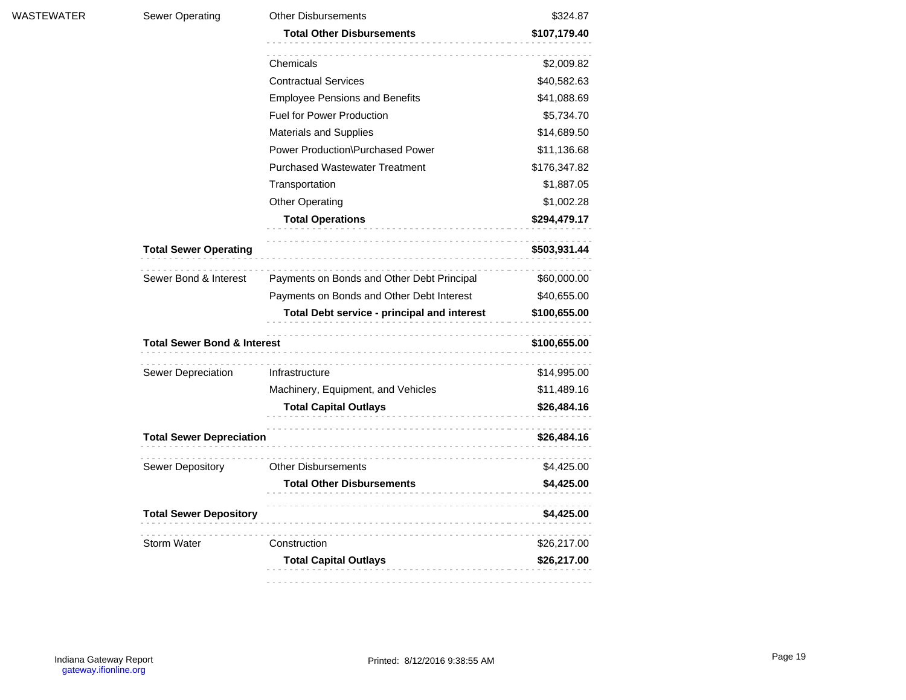| | | | |
|---|---|---|---|
| WASTEWATER | Sewer Operating | Other Disbursements | $324.87 |
| | | **Total Other Disbursements** | **$107,179.40** |
| | | Chemicals | $2,009.82 |
| | | Contractual Services | $40,582.63 |
| | | Employee Pensions and Benefits | $41,088.69 |
| | | Fuel for Power Production | $5,734.70 |
| | | Materials and Supplies | $14,689.50 |
| | | Power Production\Purchased Power | $11,136.68 |
| | | Purchased Wastewater Treatment | $176,347.82 |
| | | Transportation | $1,887.05 |
| | | Other Operating | $1,002.28 |
| | | **Total Operations** | **$294,479.17** |
| | **Total Sewer Operating** | | **$503,931.44** |
| | Sewer Bond & Interest | Payments on Bonds and Other Debt Principal | $60,000.00 |
| | | Payments on Bonds and Other Debt Interest | $40,655.00 |
| | | **Total Debt service - principal and interest** | **$100,655.00** |
| | **Total Sewer Bond & Interest** | | **$100,655.00** |
| | Sewer Depreciation | Infrastructure | $14,995.00 |
| | | Machinery, Equipment, and Vehicles | $11,489.16 |
| | | **Total Capital Outlays** | **$26,484.16** |
| | **Total Sewer Depreciation** | | **$26,484.16** |
| | Sewer Depository | Other Disbursements | $4,425.00 |
| | | **Total Other Disbursements** | **$4,425.00** |
| | **Total Sewer Depository** | | **$4,425.00** |
| | Storm Water | Construction | $26,217.00 |
| | | **Total Capital Outlays** | **$26,217.00** |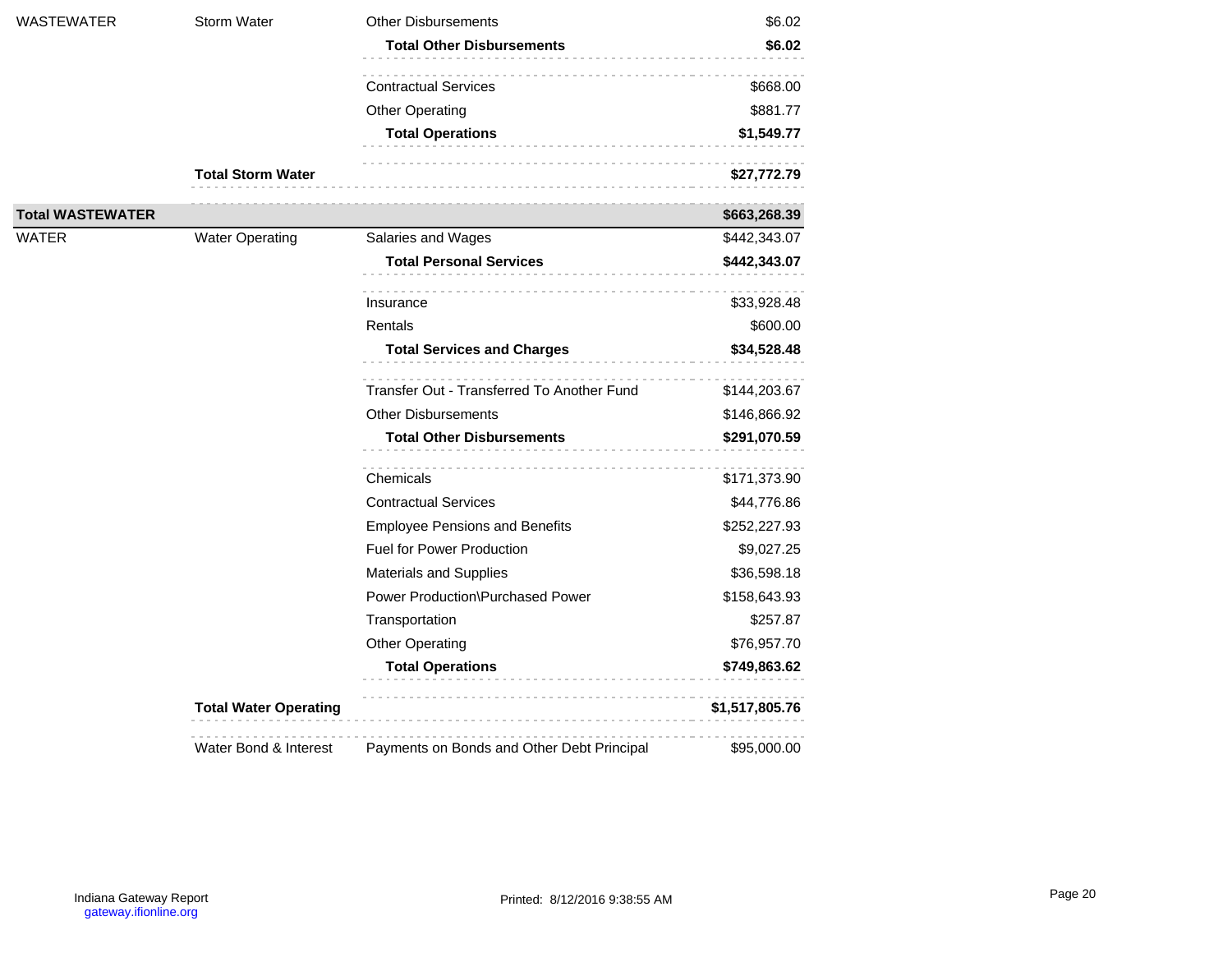| | | | |
|---|---|---|---|
| WASTEWATER | Storm Water | Other Disbursements | $6.02 |
| | | **Total Other Disbursements** | **$6.02** |
| | | Contractual Services | $668.00 |
| | | Other Operating | $881.77 |
| | | **Total Operations** | **$1,549.77** |
| | **Total Storm Water** | | **$27,772.79** |
| **Total WASTEWATER** | | | **$663,268.39** |
| WATER | Water Operating | Salaries and Wages | $442,343.07 |
| | | **Total Personal Services** | **$442,343.07** |
| | | Insurance | $33,928.48 |
| | | Rentals | $600.00 |
| | | **Total Services and Charges** | **$34,528.48** |
| | | Transfer Out - Transferred To Another Fund | $144,203.67 |
| | | Other Disbursements | $146,866.92 |
| | | **Total Other Disbursements** | **$291,070.59** |
| | | Chemicals | $171,373.90 |
| | | Contractual Services | $44,776.86 |
| | | Employee Pensions and Benefits | $252,227.93 |
| | | Fuel for Power Production | $9,027.25 |
| | | Materials and Supplies | $36,598.18 |
| | | Power Production\Purchased Power | $158,643.93 |
| | | Transportation | $257.87 |
| | | Other Operating | $76,957.70 |
| | | **Total Operations** | **$749,863.62** |
| | **Total Water Operating** | | **$1,517,805.76** |
| | Water Bond & Interest | Payments on Bonds and Other Debt Principal | $95,000.00 |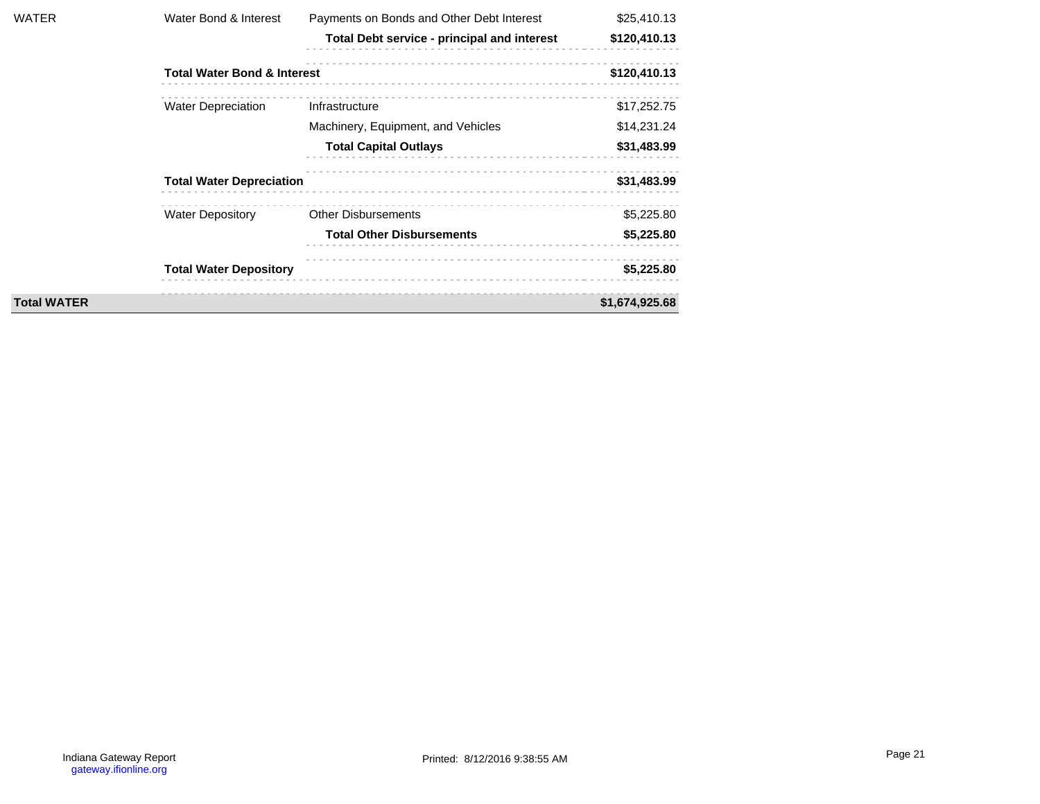| | | | |
|---|---|---|---|
| WATER | Water Bond & Interest | Payments on Bonds and Other Debt Interest | $25,410.13 |
| | | **Total Debt service - principal and interest** | **$120,410.13** |
| | **Total Water Bond & Interest** | | **$120,410.13** |
| | Water Depreciation | Infrastructure | $17,252.75 |
| | | Machinery, Equipment, and Vehicles | $14,231.24 |
| | | **Total Capital Outlays** | **$31,483.99** |
| | **Total Water Depreciation** | | **$31,483.99** |
| | Water Depository | Other Disbursements | $5,225.80 |
| | | **Total Other Disbursements** | **$5,225.80** |
| | **Total Water Depository** | | **$5,225.80** |
| **Total WATER** | | | **$1,674,925.68** |

Indiana Gateway Report
gateway.ifionline.org

Printed: 8/12/2016 9:38:55 AM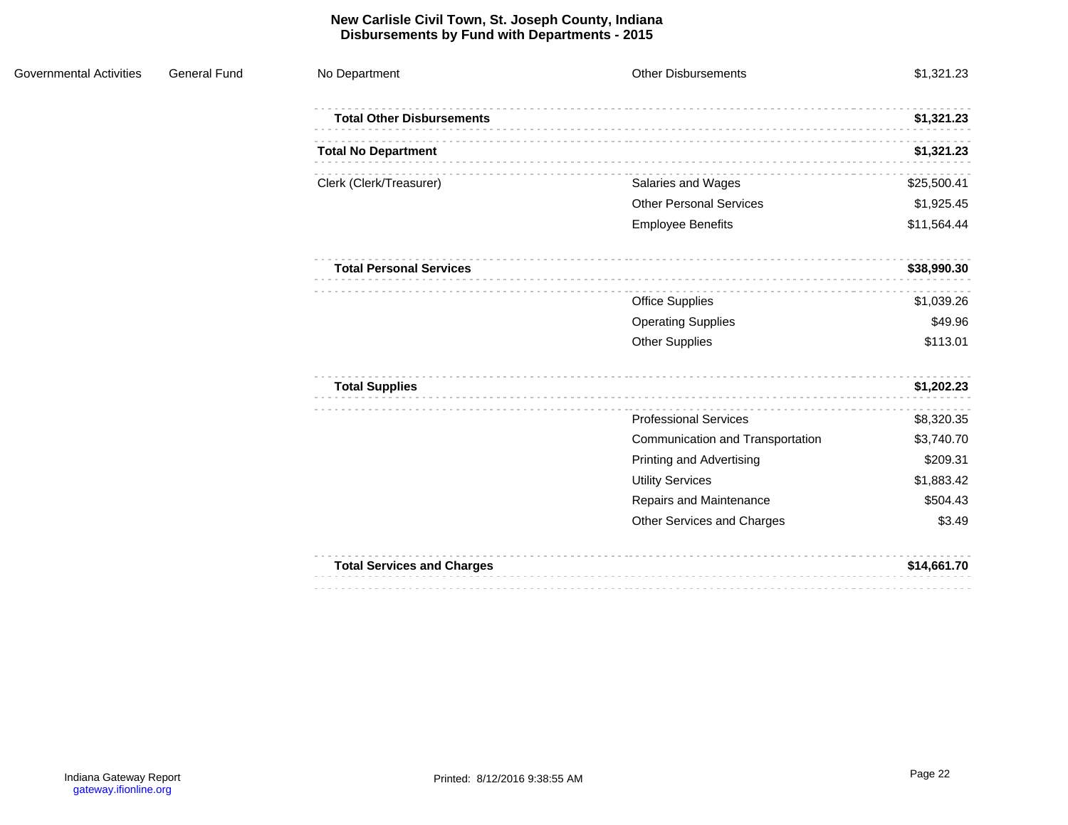# New Carlisle Civil Town, St. Joseph County, Indiana
## Disbursements by Fund with Departments - 2015

| | | | | |
|---|---|---|---|---|
| Governmental Activities | General Fund | No Department | Other Disbursements | $1,321.23 |
| | | **Total Other Disbursements** | | **$1,321.23** |
| | | **Total No Department** | | **$1,321.23** |
| | | Clerk (Clerk/Treasurer) | Salaries and Wages | $25,500.41 |
| | | | Other Personal Services | $1,925.45 |
| | | | Employee Benefits | $11,564.44 |
| | | **Total Personal Services** | | **$38,990.30** |
| | | | Office Supplies | $1,039.26 |
| | | | Operating Supplies | $49.96 |
| | | | Other Supplies | $113.01 |
| | | **Total Supplies** | | **$1,202.23** |
| | | | Professional Services | $8,320.35 |
| | | | Communication and Transportation | $3,740.70 |
| | | | Printing and Advertising | $209.31 |
| | | | Utility Services | $1,883.42 |
| | | | Repairs and Maintenance | $504.43 |
| | | | Other Services and Charges | $3.49 |
| | | **Total Services and Charges** | | **$14,661.70** |

Indiana Gateway Report
gateway.ifionline.org

Printed: 8/12/2016 9:38:55 AM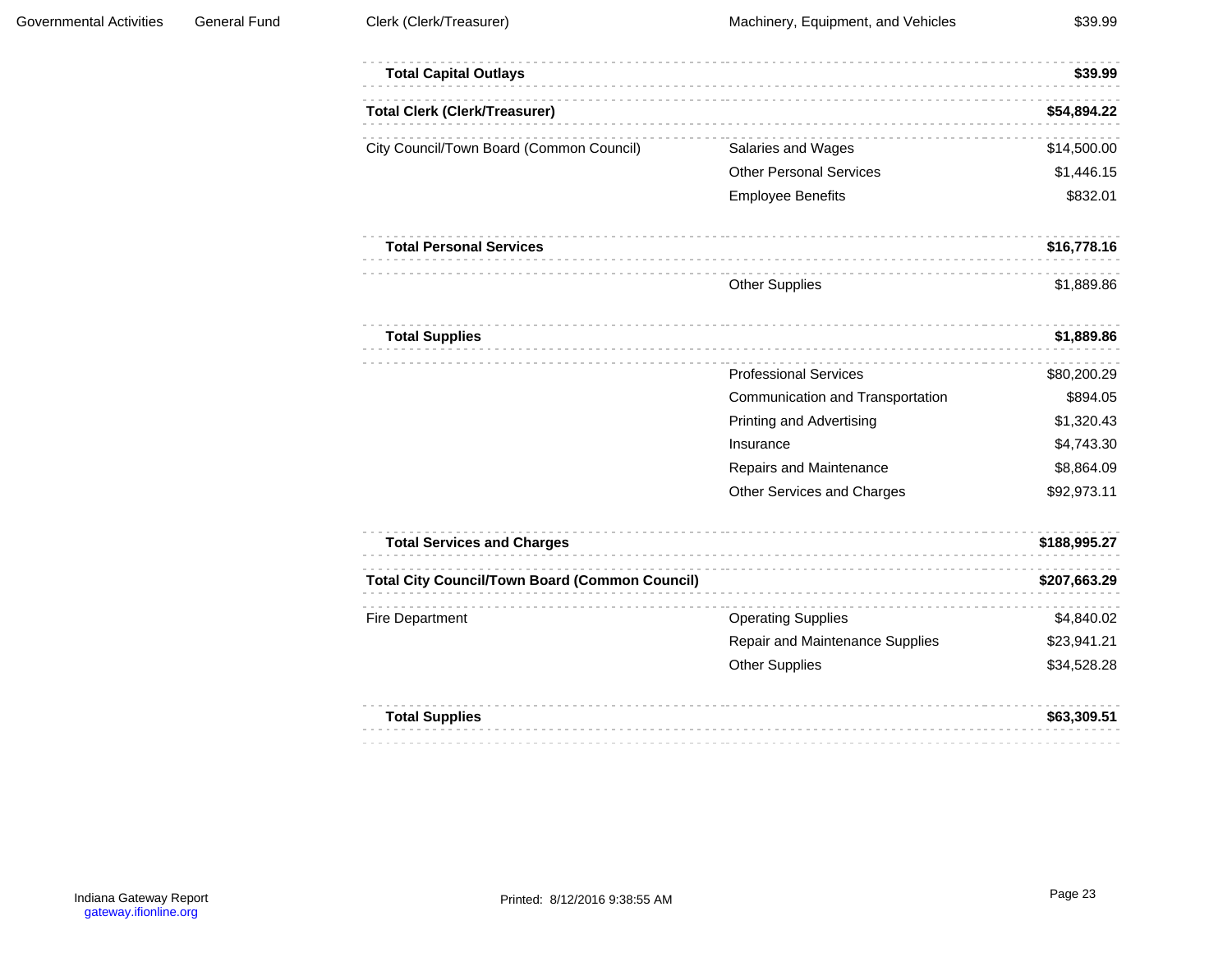| | | | | |
|---|---|---|---|---|
| Governmental Activities | General Fund | Clerk (Clerk/Treasurer) | Machinery, Equipment, and Vehicles | $39.99 |
| | | **Total Capital Outlays** | | **$39.99** |
| | | **Total Clerk (Clerk/Treasurer)** | | **$54,894.22** |
| | | City Council/Town Board (Common Council) | Salaries and Wages | $14,500.00 |
| | | | Other Personal Services | $1,446.15 |
| | | | Employee Benefits | $832.01 |
| | | **Total Personal Services** | | **$16,778.16** |
| | | | Other Supplies | $1,889.86 |
| | | **Total Supplies** | | **$1,889.86** |
| | | | Professional Services | $80,200.29 |
| | | | Communication and Transportation | $894.05 |
| | | | Printing and Advertising | $1,320.43 |
| | | | Insurance | $4,743.30 |
| | | | Repairs and Maintenance | $8,864.09 |
| | | | Other Services and Charges | $92,973.11 |
| | | **Total Services and Charges** | | **$188,995.27** |
| | | **Total City Council/Town Board (Common Council)** | | **$207,663.29** |
| | | Fire Department | Operating Supplies | $4,840.02 |
| | | | Repair and Maintenance Supplies | $23,941.21 |
| | | | Other Supplies | $34,528.28 |
| | | **Total Supplies** | | **$63,309.51** |

Indiana Gateway Report
gateway.ifionline.org

Printed: 8/12/2016 9:38:55 AM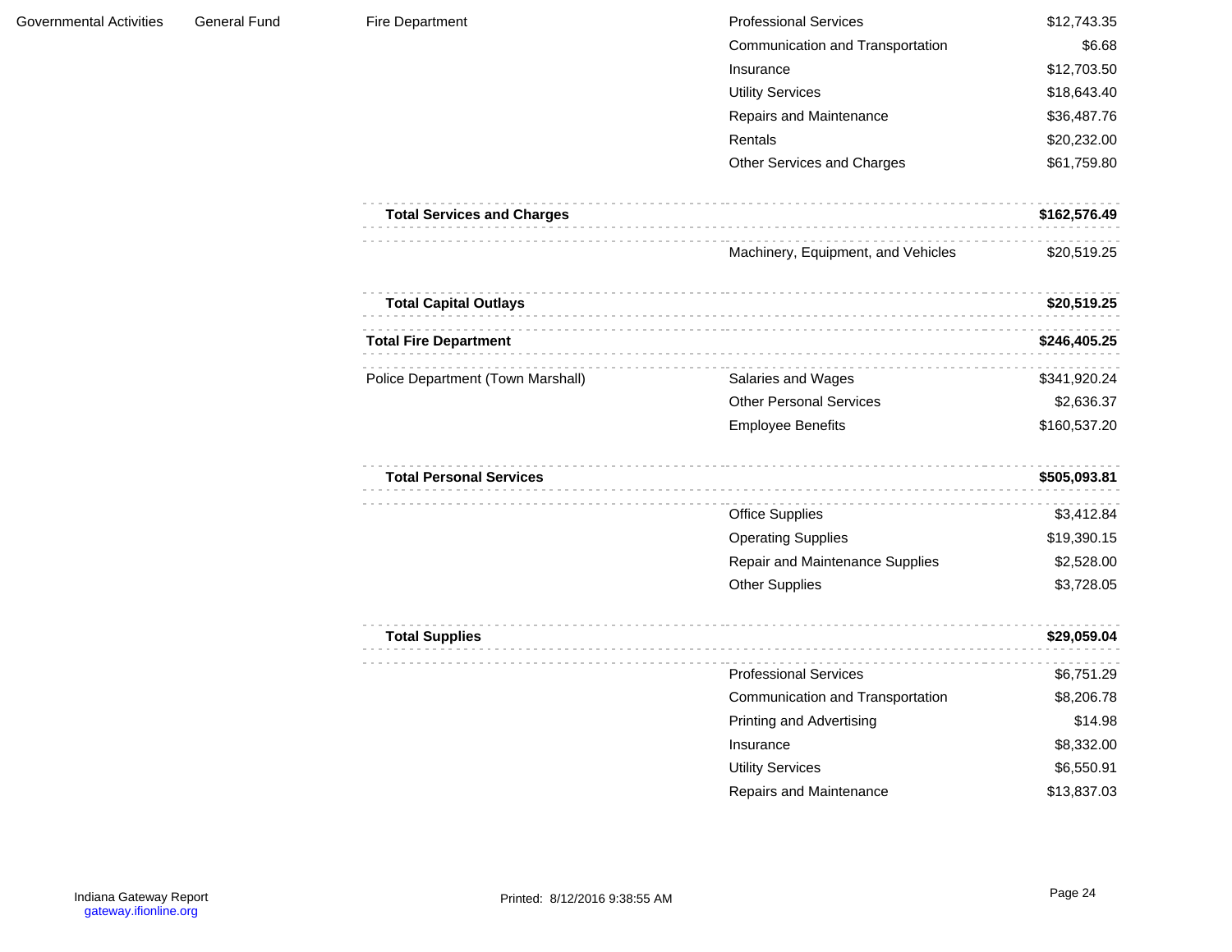| | | | | |
|---|---|---|---|---|
| Governmental Activities | General Fund | Fire Department | Professional Services | $12,743.35 |
| | | | Communication and Transportation | $6.68 |
| | | | Insurance | $12,703.50 |
| | | | Utility Services | $18,643.40 |
| | | | Repairs and Maintenance | $36,487.76 |
| | | | Rentals | $20,232.00 |
| | | | Other Services and Charges | $61,759.80 |
| | | **Total Services and Charges** | | **$162,576.49** |
| | | | Machinery, Equipment, and Vehicles | $20,519.25 |
| | | **Total Capital Outlays** | | **$20,519.25** |
| | | **Total Fire Department** | | **$246,405.25** |
| | | Police Department (Town Marshall) | Salaries and Wages | $341,920.24 |
| | | | Other Personal Services | $2,636.37 |
| | | | Employee Benefits | $160,537.20 |
| | | **Total Personal Services** | | **$505,093.81** |
| | | | Office Supplies | $3,412.84 |
| | | | Operating Supplies | $19,390.15 |
| | | | Repair and Maintenance Supplies | $2,528.00 |
| | | | Other Supplies | $3,728.05 |
| | | **Total Supplies** | | **$29,059.04** |
| | | | Professional Services | $6,751.29 |
| | | | Communication and Transportation | $8,206.78 |
| | | | Printing and Advertising | $14.98 |
| | | | Insurance | $8,332.00 |
| | | | Utility Services | $6,550.91 |
| | | | Repairs and Maintenance | $13,837.03 |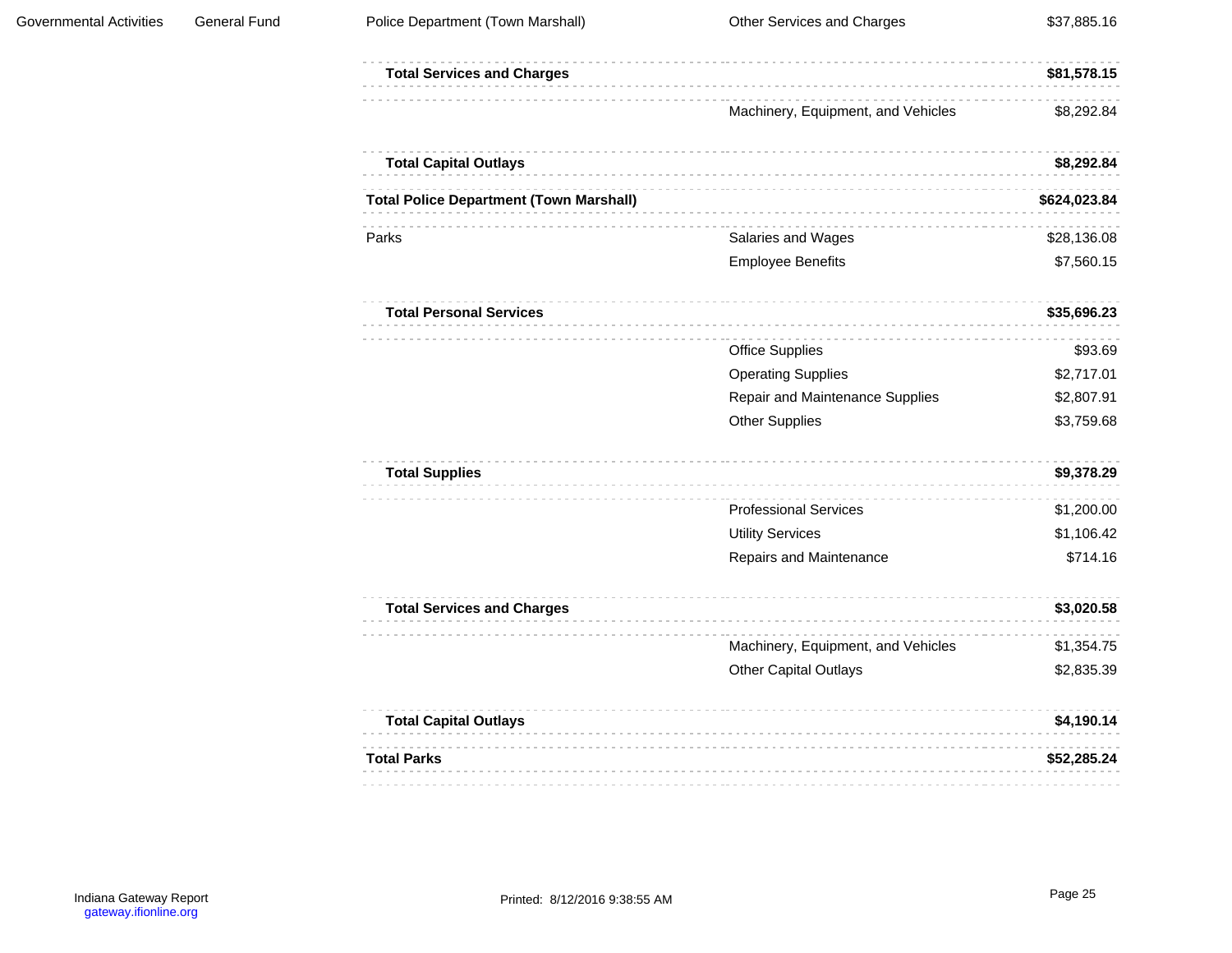| | | | | |
|---|---|---|---|---|
| Governmental Activities | General Fund | Police Department (Town Marshall) | Other Services and Charges | $37,885.16 |
| | | **Total Services and Charges** | | **$81,578.15** |
| | | | Machinery, Equipment, and Vehicles | $8,292.84 |
| | | **Total Capital Outlays** | | **$8,292.84** |
| | | **Total Police Department (Town Marshall)** | | **$624,023.84** |
| | | Parks | Salaries and Wages | $28,136.08 |
| | | | Employee Benefits | $7,560.15 |
| | | **Total Personal Services** | | **$35,696.23** |
| | | | Office Supplies | $93.69 |
| | | | Operating Supplies | $2,717.01 |
| | | | Repair and Maintenance Supplies | $2,807.91 |
| | | | Other Supplies | $3,759.68 |
| | | **Total Supplies** | | **$9,378.29** |
| | | | Professional Services | $1,200.00 |
| | | | Utility Services | $1,106.42 |
| | | | Repairs and Maintenance | $714.16 |
| | | **Total Services and Charges** | | **$3,020.58** |
| | | | Machinery, Equipment, and Vehicles | $1,354.75 |
| | | | Other Capital Outlays | $2,835.39 |
| | | **Total Capital Outlays** | | **$4,190.14** |
| | | **Total Parks** | | **$52,285.24** |

Indiana Gateway Report
gateway.ifionline.org

Printed: 8/12/2016 9:38:55 AM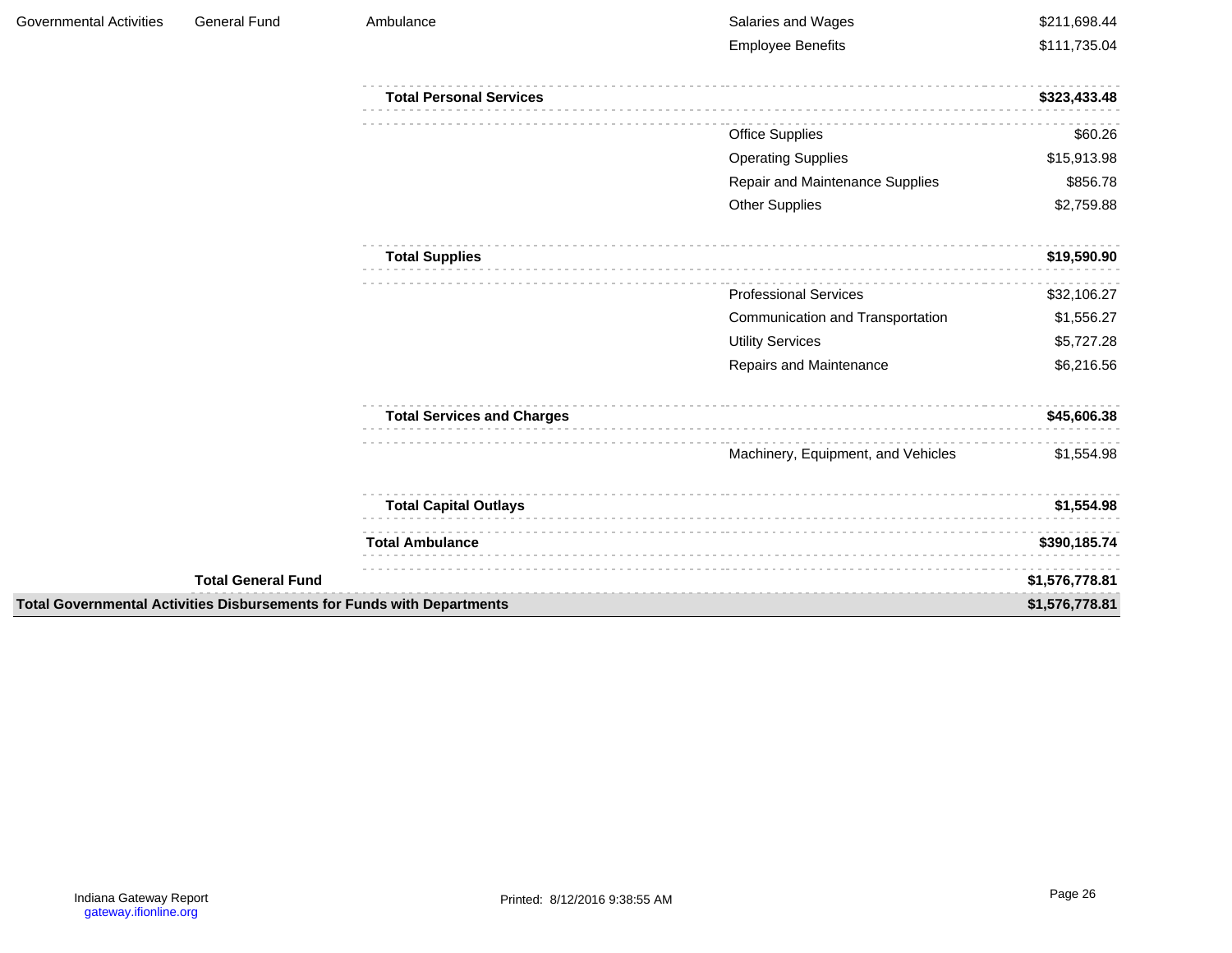| | | | | |
|---|---|---|---|---|
| Governmental Activities | General Fund | Ambulance | Salaries and Wages | $211,698.44 |
| | | | Employee Benefits | $111,735.04 |
| | | **Total Personal Services** | | **$323,433.48** |
| | | | Office Supplies | $60.26 |
| | | | Operating Supplies | $15,913.98 |
| | | | Repair and Maintenance Supplies | $856.78 |
| | | | Other Supplies | $2,759.88 |
| | | **Total Supplies** | | **$19,590.90** |
| | | | Professional Services | $32,106.27 |
| | | | Communication and Transportation | $1,556.27 |
| | | | Utility Services | $5,727.28 |
| | | | Repairs and Maintenance | $6,216.56 |
| | | **Total Services and Charges** | | **$45,606.38** |
| | | | Machinery, Equipment, and Vehicles | $1,554.98 |
| | | **Total Capital Outlays** | | **$1,554.98** |
| | | **Total Ambulance** | | **$390,185.74** |
| | **Total General Fund** | | | **$1,576,778.81** |
| **Total Governmental Activities Disbursements for Funds with Departments** | | | | **$1,576,778.81** |

Indiana Gateway Report
gateway.ifionline.org

Printed: 8/12/2016 9:38:55 AM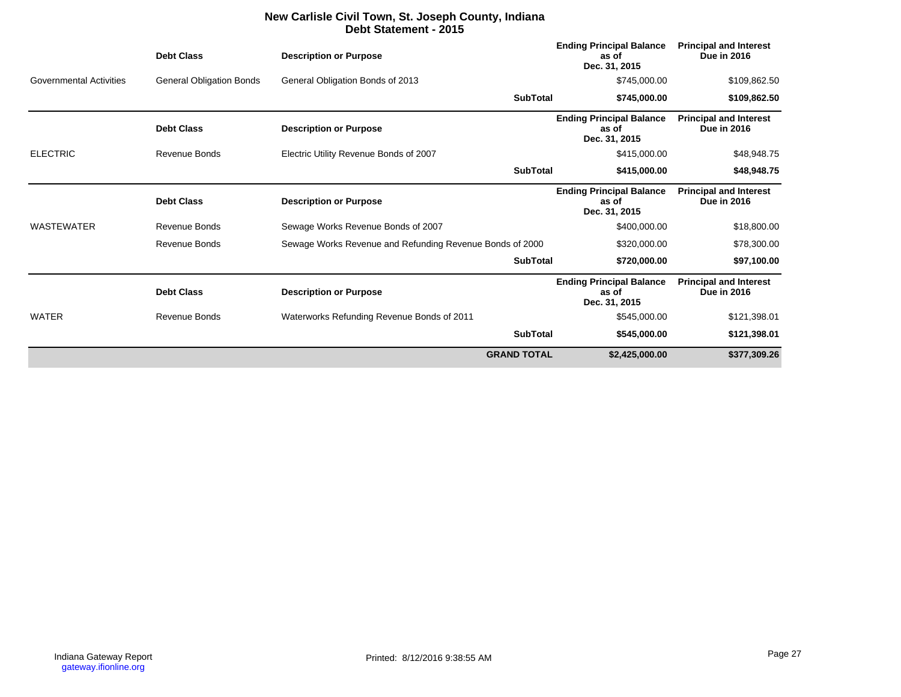# New Carlisle Civil Town, St. Joseph County, Indiana
## Debt Statement - 2015

| | Debt Class | Description or Purpose | | Ending Principal Balance as of Dec. 31, 2015 | Principal and Interest Due in 2016 |
|---|---|---|---|---|---|
| Governmental Activities | General Obligation Bonds | General Obligation Bonds of 2013 | | $745,000.00 | $109,862.50 |
| | | | **SubTotal** | **$745,000.00** | **$109,862.50** |

| | Debt Class | Description or Purpose | | Ending Principal Balance as of Dec. 31, 2015 | Principal and Interest Due in 2016 |
|---|---|---|---|---|---|
| ELECTRIC | Revenue Bonds | Electric Utility Revenue Bonds of 2007 | | $415,000.00 | $48,948.75 |
| | | | **SubTotal** | **$415,000.00** | **$48,948.75** |

| | Debt Class | Description or Purpose | | Ending Principal Balance as of Dec. 31, 2015 | Principal and Interest Due in 2016 |
|---|---|---|---|---|---|
| WASTEWATER | Revenue Bonds | Sewage Works Revenue Bonds of 2007 | | $400,000.00 | $18,800.00 |
| | Revenue Bonds | Sewage Works Revenue and Refunding Revenue Bonds of 2000 | | $320,000.00 | $78,300.00 |
| | | | **SubTotal** | **$720,000.00** | **$97,100.00** |

| | Debt Class | Description or Purpose | | Ending Principal Balance as of Dec. 31, 2015 | Principal and Interest Due in 2016 |
|---|---|---|---|---|---|
| WATER | Revenue Bonds | Waterworks Refunding Revenue Bonds of 2011 | | $545,000.00 | $121,398.01 |
| | | | **SubTotal** | **$545,000.00** | **$121,398.01** |
| | | | **GRAND TOTAL** | **$2,425,000.00** | **$377,309.26** |

Indiana Gateway Report
gateway.ifionline.org

Printed: 8/12/2016 9:38:55 AM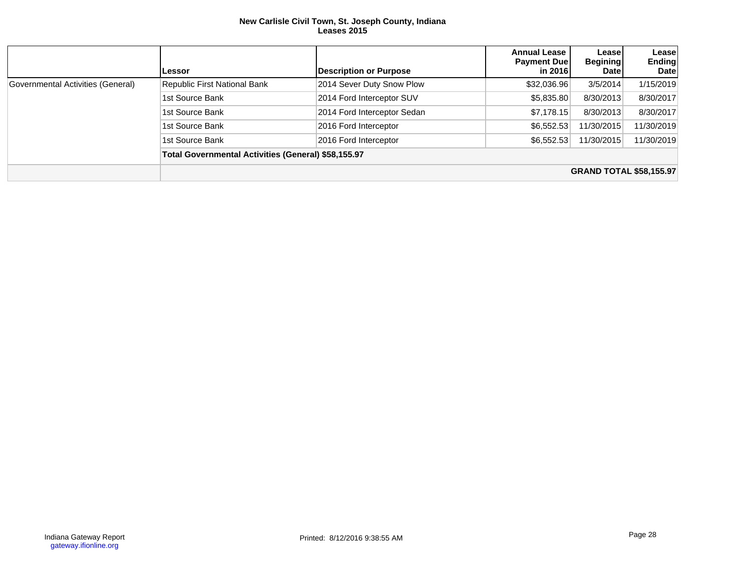**New Carlisle Civil Town, St. Joseph County, Indiana**
**Leases 2015**

| | Lessor | Description or Purpose | Annual Lease Payment Due in 2016 | Lease Begining Date | Lease Ending Date |
|---|---|---|---|---|---|
| Governmental Activities (General) | Republic First National Bank | 2014 Sever Duty Snow Plow | $32,036.96 | 3/5/2014 | 1/15/2019 |
| | 1st Source Bank | 2014 Ford Interceptor SUV | $5,835.80 | 8/30/2013 | 8/30/2017 |
| | 1st Source Bank | 2014 Ford Interceptor Sedan | $7,178.15 | 8/30/2013 | 8/30/2017 |
| | 1st Source Bank | 2016 Ford Interceptor | $6,552.53 | 11/30/2015 | 11/30/2019 |
| | 1st Source Bank | 2016 Ford Interceptor | $6,552.53 | 11/30/2015 | 11/30/2019 |
| | **Total Governmental Activities (General) $58,155.97** | | | | |
| | | | | | **GRAND TOTAL $58,155.97** |

Indiana Gateway Report
gateway.ifionline.org

Printed: 8/12/2016 9:38:55 AM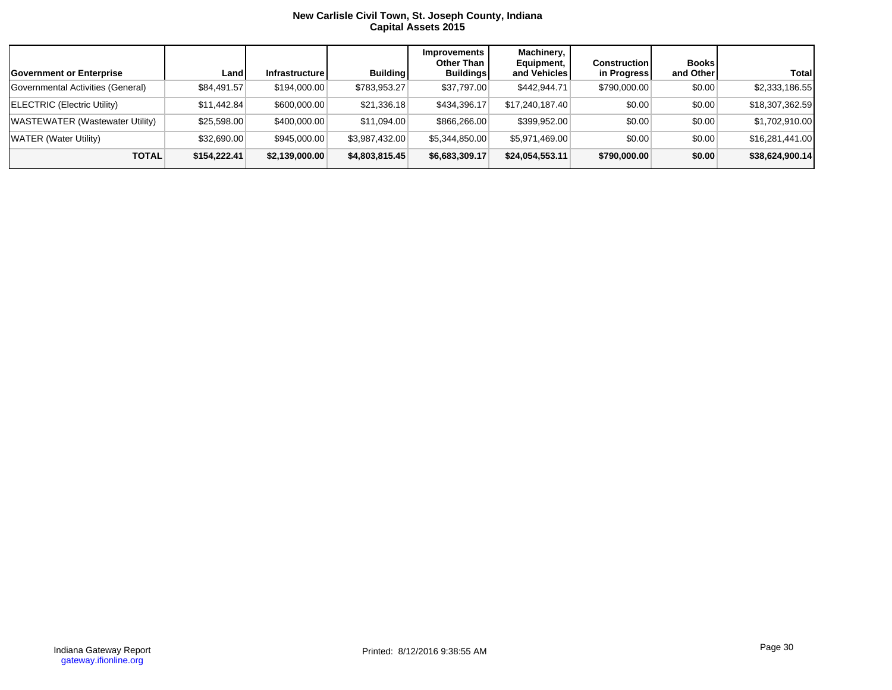# New Carlisle Civil Town, St. Joseph County, Indiana
## Capital Assets 2015

| Government or Enterprise | Land | Infrastructure | Building | Improvements Other Than Buildings | Machinery, Equipment, and Vehicles | Construction in Progress | Books and Other | Total |
|---|---|---|---|---|---|---|---|---|
| Governmental Activities (General) | $84,491.57 | $194,000.00 | $783,953.27 | $37,797.00 | $442,944.71 | $790,000.00 | $0.00 | $2,333,186.55 |
| ELECTRIC (Electric Utility) | $11,442.84 | $600,000.00 | $21,336.18 | $434,396.17 | $17,240,187.40 | $0.00 | $0.00 | $18,307,362.59 |
| WASTEWATER (Wastewater Utility) | $25,598.00 | $400,000.00 | $11,094.00 | $866,266.00 | $399,952.00 | $0.00 | $0.00 | $1,702,910.00 |
| WATER (Water Utility) | $32,690.00 | $945,000.00 | $3,987,432.00 | $5,344,850.00 | $5,971,469.00 | $0.00 | $0.00 | $16,281,441.00 |
| **TOTAL** | **$154,222.41** | **$2,139,000.00** | **$4,803,815.45** | **$6,683,309.17** | **$24,054,553.11** | **$790,000.00** | **$0.00** | **$38,624,900.14** |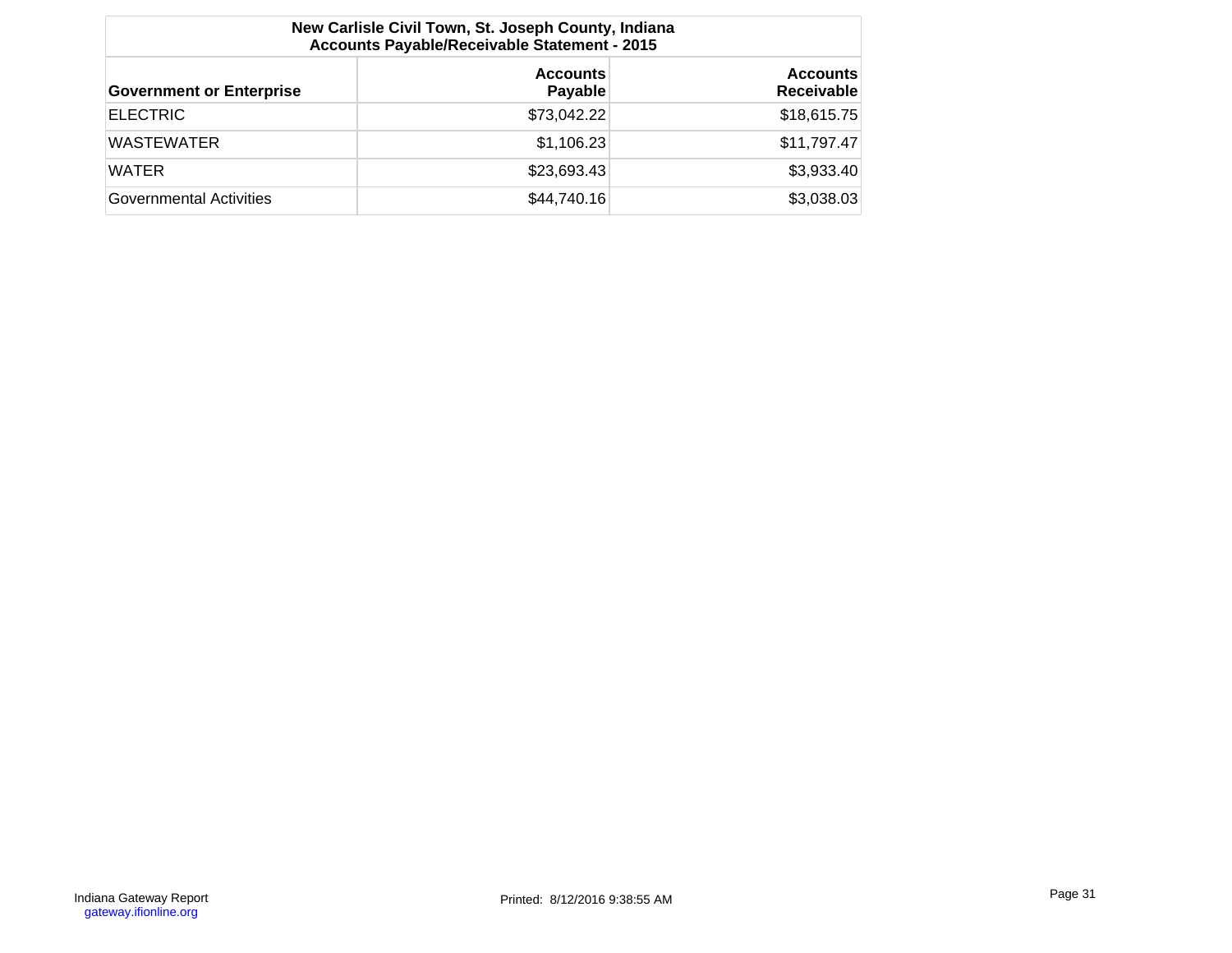| New Carlisle Civil Town, St. Joseph County, Indiana<br>Accounts Payable/Receivable Statement - 2015 | | |
|---|---|---|
| **Government or Enterprise** | **Accounts Payable** | **Accounts Receivable** |
| ELECTRIC | $73,042.22 | $18,615.75 |
| WASTEWATER | $1,106.23 | $11,797.47 |
| WATER | $23,693.43 | $3,933.40 |
| Governmental Activities | $44,740.16 | $3,038.03 |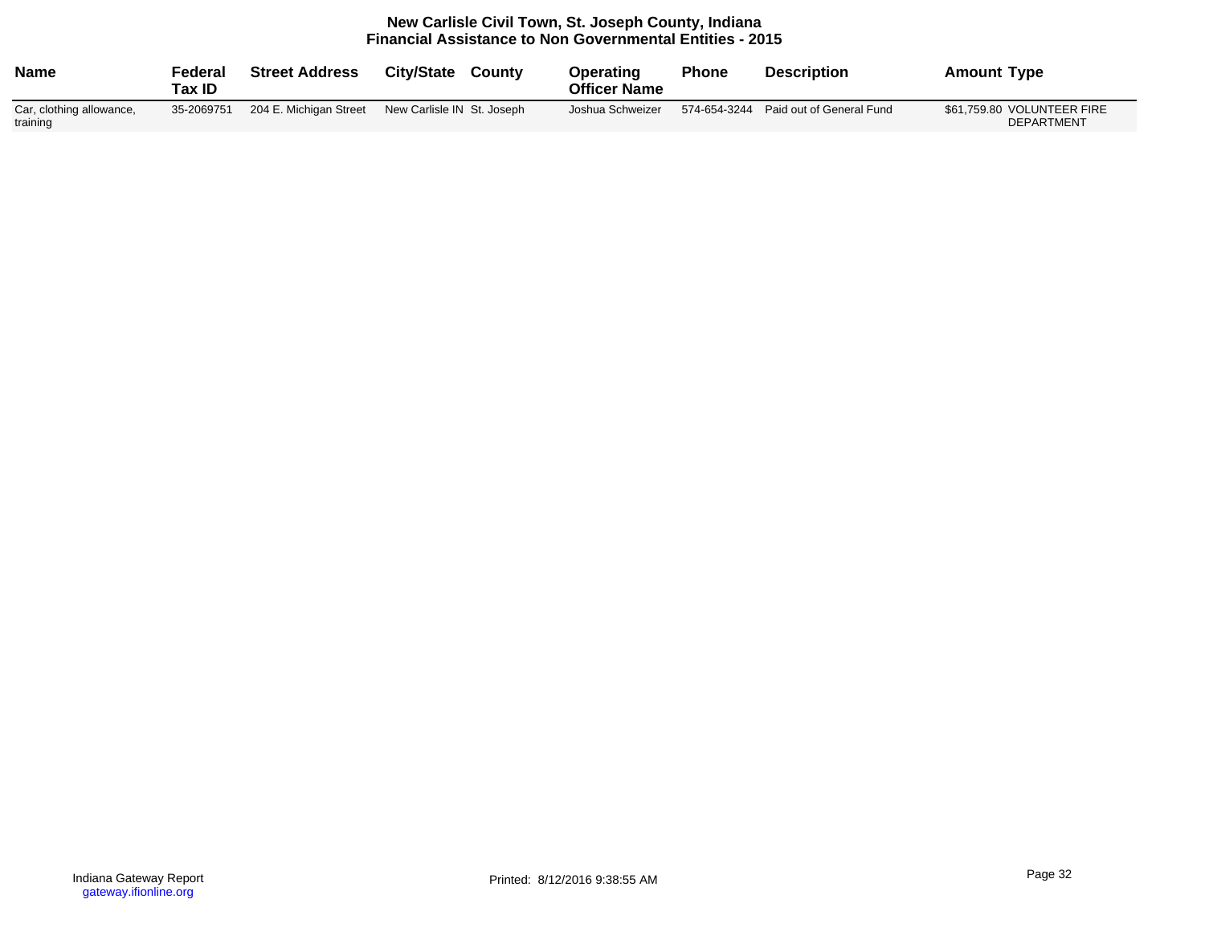# New Carlisle Civil Town, St. Joseph County, Indiana
## Financial Assistance to Non Governmental Entities - 2015

| Name | Federal Tax ID | Street Address | City/State | County | Operating Officer Name | Phone | Description | Amount | Type |
|---|---|---|---|---|---|---|---|---|---|
| Car, clothing allowance, training | 35-2069751 | 204 E. Michigan Street | New Carlisle IN | St. Joseph | Joshua Schweizer | 574-654-3244 | Paid out of General Fund | $61,759.80 | VOLUNTEER FIRE DEPARTMENT |

Indiana Gateway Report
gateway.ifionline.org

Printed: 8/12/2016 9:38:55 AM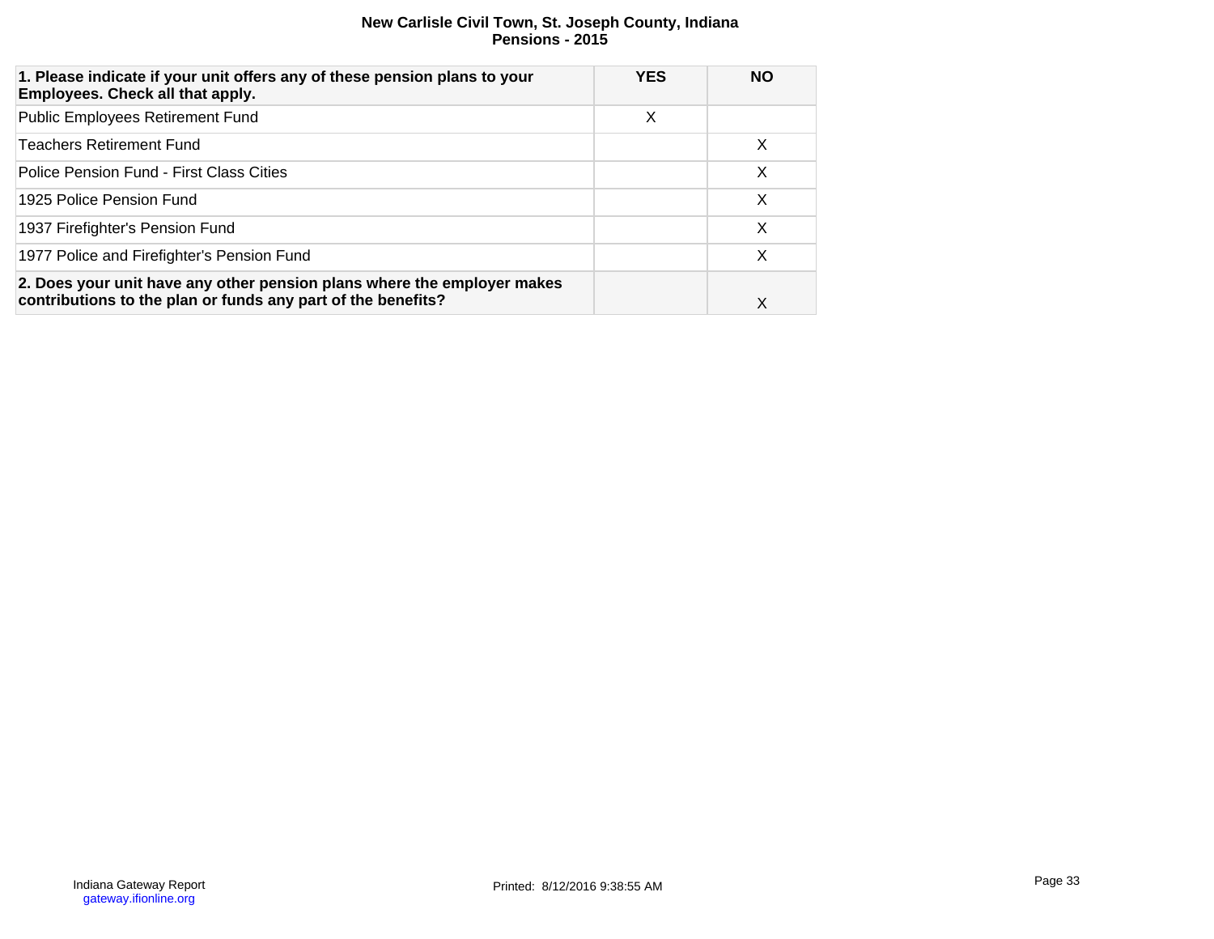# New Carlisle Civil Town, St. Joseph County, Indiana
## Pensions - 2015

| 1. Please indicate if your unit offers any of these pension plans to your Employees. Check all that apply. | YES | NO |
|---|---|---|
| Public Employees Retirement Fund | X | |
| Teachers Retirement Fund | | X |
| Police Pension Fund - First Class Cities | | X |
| 1925 Police Pension Fund | | X |
| 1937 Firefighter's Pension Fund | | X |
| 1977 Police and Firefighter's Pension Fund | | X |
| **2. Does your unit have any other pension plans where the employer makes contributions to the plan or funds any part of the benefits?** | | X |